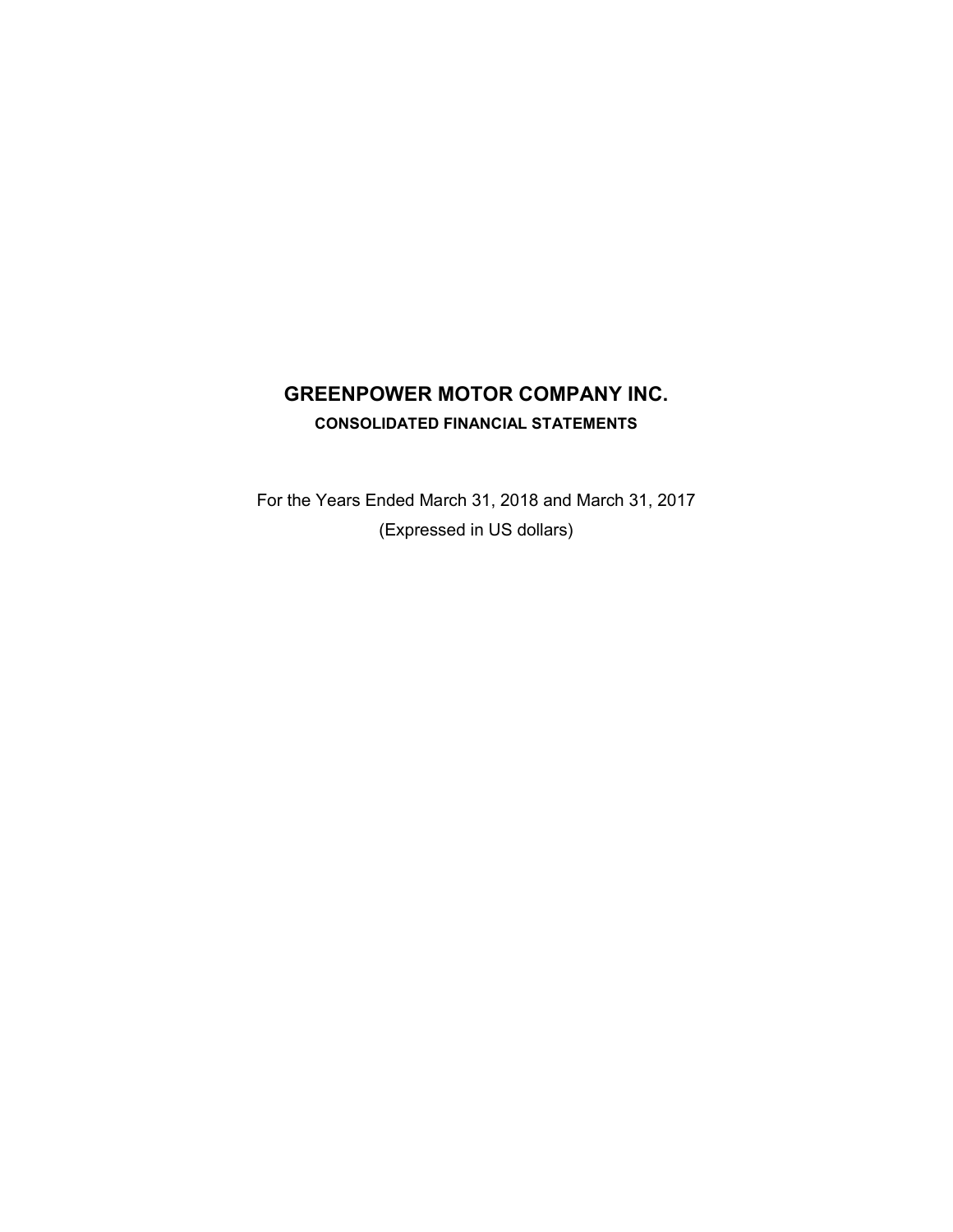# GREENPOWER MOTOR COMPANY INC.

## CONSOLIDATED FINANCIAL STATEMENTS

For the Years Ended March 31, 2018 and March 31, 2017

(Expressed in US dollars)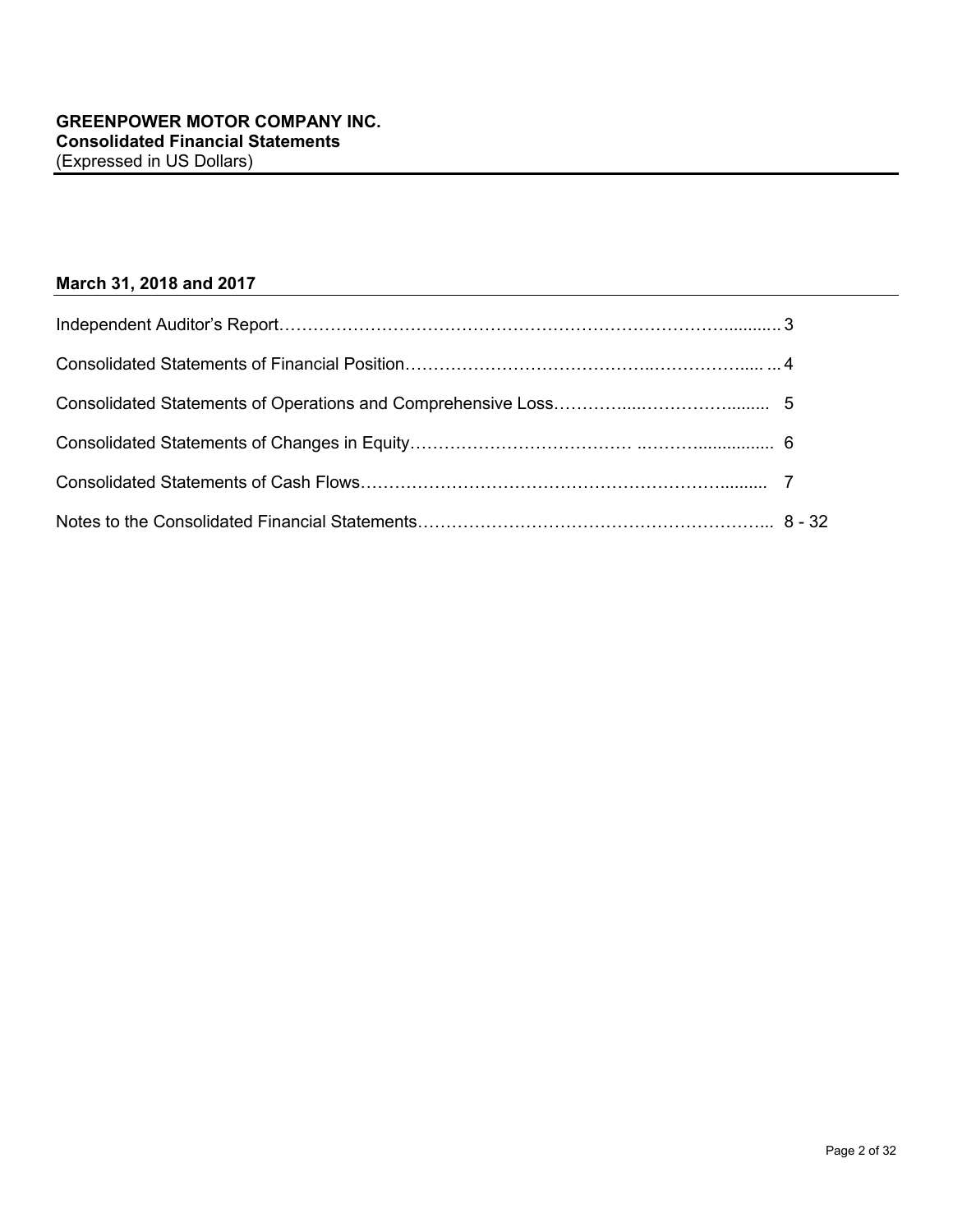**GREENPOWER MOTOR COMPANY INC.**
**Consolidated Financial Statements**
(Expressed in US Dollars)

## March 31, 2018 and 2017

| | |
|---|---|
| Independent Auditor's Report | 3 |
| Consolidated Statements of Financial Position | 4 |
| Consolidated Statements of Operations and Comprehensive Loss | 5 |
| Consolidated Statements of Changes in Equity | 6 |
| Consolidated Statements of Cash Flows | 7 |
| Notes to the Consolidated Financial Statements | 8 - 32 |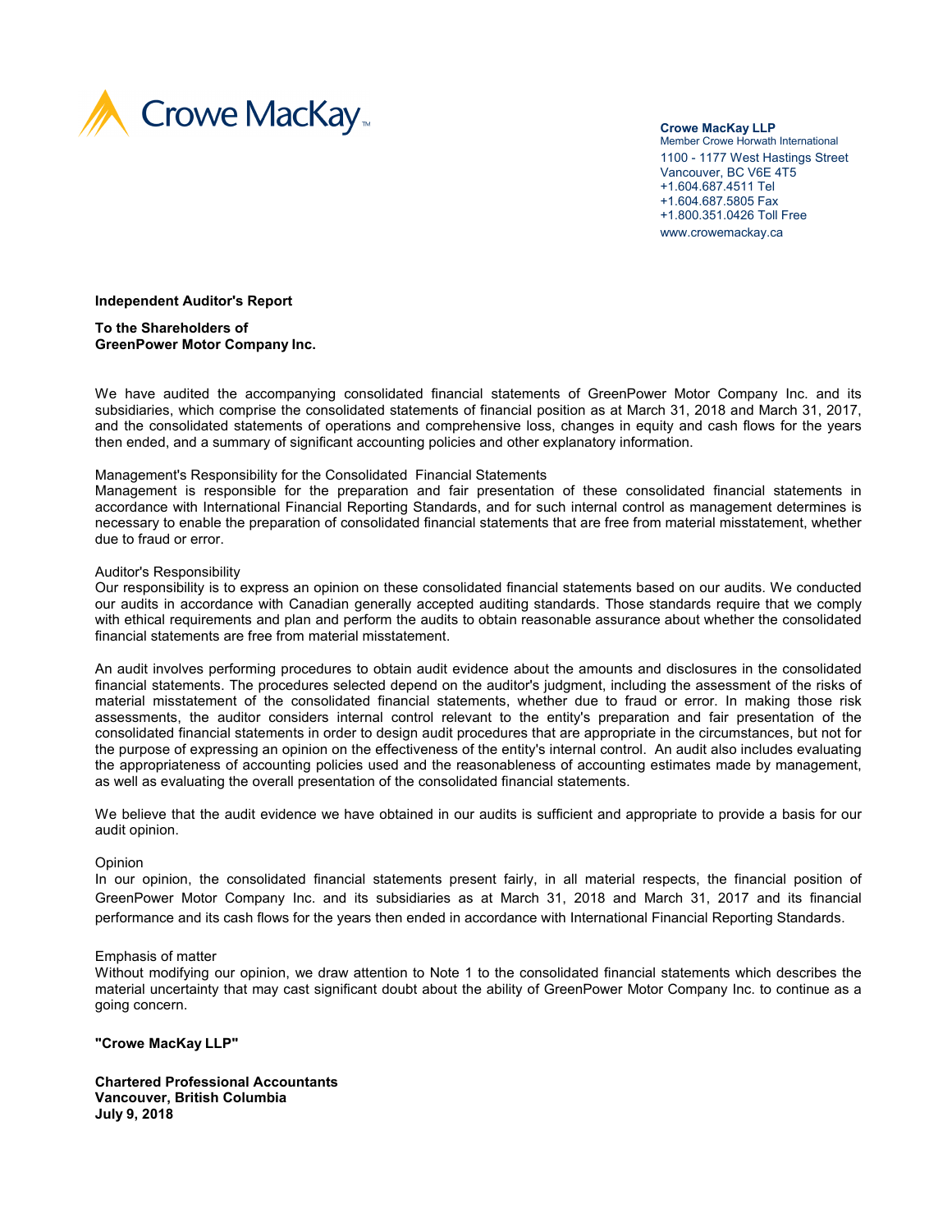**Crowe MacKay LLP**
Member Crowe Horwath International
1100 - 1177 West Hastings Street
Vancouver, BC V6E 4T5
+1.604.687.4511 Tel
+1.604.687.5805 Fax
+1.800.351.0426 Toll Free
www.crowemackay.ca

**Independent Auditor's Report**

**To the Shareholders of**
**GreenPower Motor Company Inc.**

We have audited the accompanying consolidated financial statements of GreenPower Motor Company Inc. and its subsidiaries, which comprise the consolidated statements of financial position as at March 31, 2018 and March 31, 2017, and the consolidated statements of operations and comprehensive loss, changes in equity and cash flows for the years then ended, and a summary of significant accounting policies and other explanatory information.

Management's Responsibility for the Consolidated Financial Statements
Management is responsible for the preparation and fair presentation of these consolidated financial statements in accordance with International Financial Reporting Standards, and for such internal control as management determines is necessary to enable the preparation of consolidated financial statements that are free from material misstatement, whether due to fraud or error.

Auditor's Responsibility
Our responsibility is to express an opinion on these consolidated financial statements based on our audits. We conducted our audits in accordance with Canadian generally accepted auditing standards. Those standards require that we comply with ethical requirements and plan and perform the audits to obtain reasonable assurance about whether the consolidated financial statements are free from material misstatement.

An audit involves performing procedures to obtain audit evidence about the amounts and disclosures in the consolidated financial statements. The procedures selected depend on the auditor's judgment, including the assessment of the risks of material misstatement of the consolidated financial statements, whether due to fraud or error. In making those risk assessments, the auditor considers internal control relevant to the entity's preparation and fair presentation of the consolidated financial statements in order to design audit procedures that are appropriate in the circumstances, but not for the purpose of expressing an opinion on the effectiveness of the entity's internal control. An audit also includes evaluating the appropriateness of accounting policies used and the reasonableness of accounting estimates made by management, as well as evaluating the overall presentation of the consolidated financial statements.

We believe that the audit evidence we have obtained in our audits is sufficient and appropriate to provide a basis for our audit opinion.

Opinion
In our opinion, the consolidated financial statements present fairly, in all material respects, the financial position of GreenPower Motor Company Inc. and its subsidiaries as at March 31, 2018 and March 31, 2017 and its financial performance and its cash flows for the years then ended in accordance with International Financial Reporting Standards.

Emphasis of matter
Without modifying our opinion, we draw attention to Note 1 to the consolidated financial statements which describes the material uncertainty that may cast significant doubt about the ability of GreenPower Motor Company Inc. to continue as a going concern.

**"Crowe MacKay LLP"**

**Chartered Professional Accountants**
**Vancouver, British Columbia**
**July 9, 2018**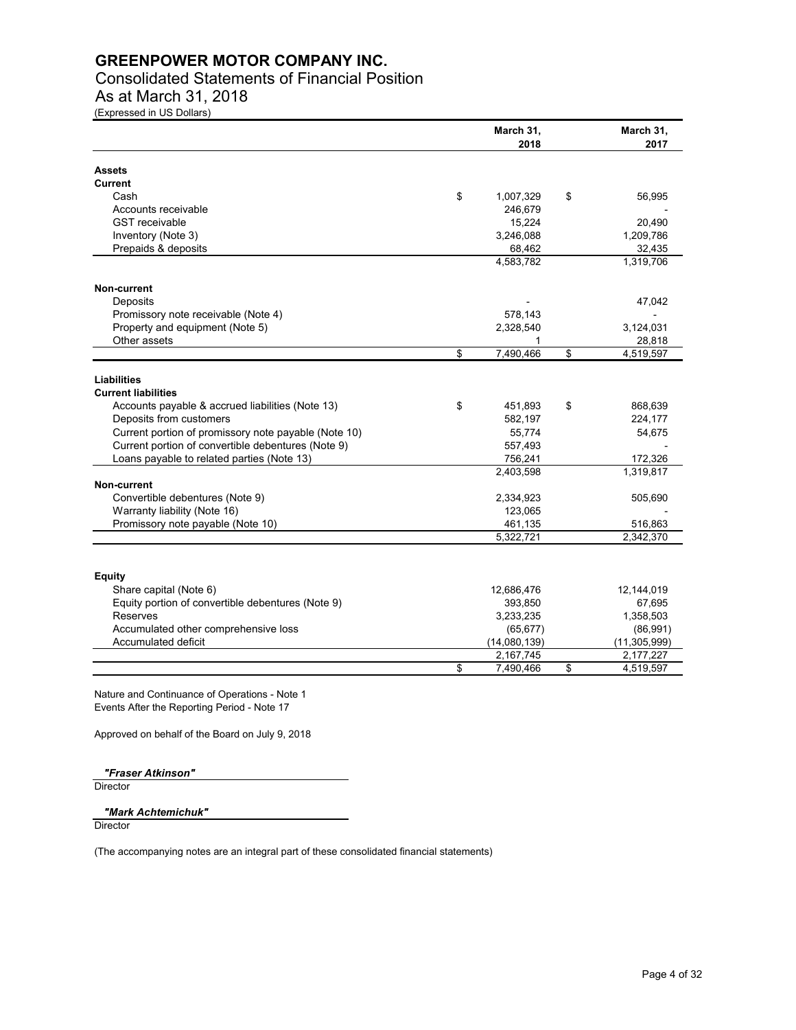# GREENPOWER MOTOR COMPANY INC.

## Consolidated Statements of Financial Position

## As at March 31, 2018

(Expressed in US Dollars)

| | March 31, 2018 | March 31, 2017 |
|---|---|---|
| **Assets** | | |
| **Current** | | |
| Cash | $ 1,007,329 | $ 56,995 |
| Accounts receivable | 246,679 | - |
| GST receivable | 15,224 | 20,490 |
| Inventory (Note 3) | 3,246,088 | 1,209,786 |
| Prepaids & deposits | 68,462 | 32,435 |
| | 4,583,782 | 1,319,706 |
| **Non-current** | | |
| Deposits | - | 47,042 |
| Promissory note receivable (Note 4) | 578,143 | - |
| Property and equipment (Note 5) | 2,328,540 | 3,124,031 |
| Other assets | 1 | 28,818 |
| | $ 7,490,466 | $ 4,519,597 |
| **Liabilities** | | |
| **Current liabilities** | | |
| Accounts payable & accrued liabilities (Note 13) | $ 451,893 | $ 868,639 |
| Deposits from customers | 582,197 | 224,177 |
| Current portion of promissory note payable (Note 10) | 55,774 | 54,675 |
| Current portion of convertible debentures (Note 9) | 557,493 | - |
| Loans payable to related parties (Note 13) | 756,241 | 172,326 |
| | 2,403,598 | 1,319,817 |
| **Non-current** | | |
| Convertible debentures (Note 9) | 2,334,923 | 505,690 |
| Warranty liability (Note 16) | 123,065 | - |
| Promissory note payable (Note 10) | 461,135 | 516,863 |
| | 5,322,721 | 2,342,370 |
| **Equity** | | |
| Share capital (Note 6) | 12,686,476 | 12,144,019 |
| Equity portion of convertible debentures (Note 9) | 393,850 | 67,695 |
| Reserves | 3,233,235 | 1,358,503 |
| Accumulated other comprehensive loss | (65,677) | (86,991) |
| Accumulated deficit | (14,080,139) | (11,305,999) |
| | 2,167,745 | 2,177,227 |
| | $ 7,490,466 | $ 4,519,597 |

Nature and Continuance of Operations - Note 1
Events After the Reporting Period - Note 17

Approved on behalf of the Board on July 9, 2018

*"Fraser Atkinson"*
Director

*"Mark Achtemichuk"*
Director

(The accompanying notes are an integral part of these consolidated financial statements)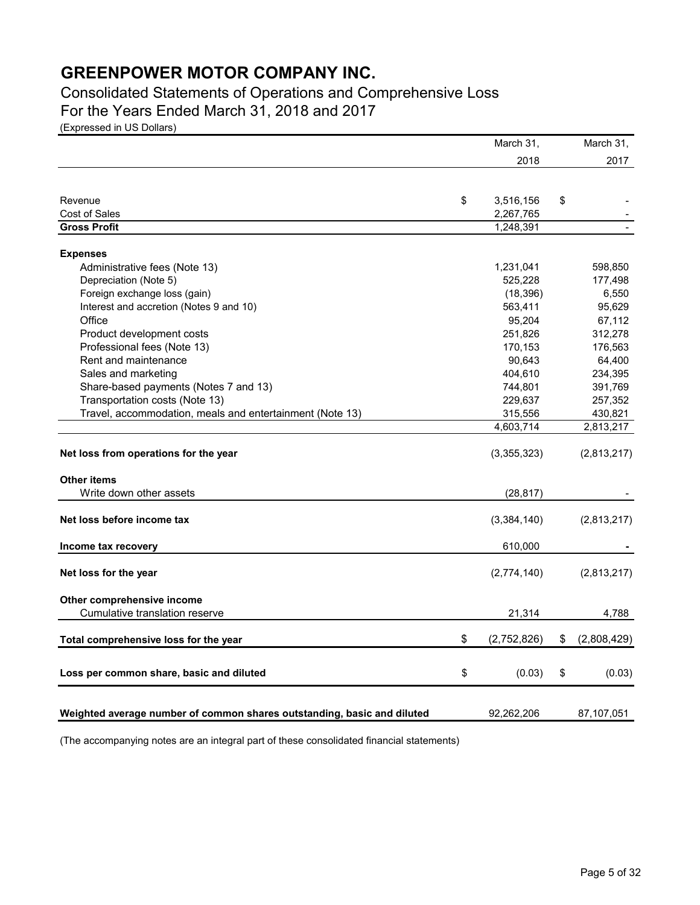# GREENPOWER MOTOR COMPANY INC.

## Consolidated Statements of Operations and Comprehensive Loss

## For the Years Ended March 31, 2018 and 2017

(Expressed in US Dollars)

| | March 31, 2018 | March 31, 2017 |
|---|---|---|
| Revenue | $ 3,516,156 | $ - |
| Cost of Sales | 2,267,765 | - |
| **Gross Profit** | 1,248,391 | - |
| **Expenses** | | |
| Administrative fees (Note 13) | 1,231,041 | 598,850 |
| Depreciation (Note 5) | 525,228 | 177,498 |
| Foreign exchange loss (gain) | (18,396) | 6,550 |
| Interest and accretion (Notes 9 and 10) | 563,411 | 95,629 |
| Office | 95,204 | 67,112 |
| Product development costs | 251,826 | 312,278 |
| Professional fees (Note 13) | 170,153 | 176,563 |
| Rent and maintenance | 90,643 | 64,400 |
| Sales and marketing | 404,610 | 234,395 |
| Share-based payments (Notes 7 and 13) | 744,801 | 391,769 |
| Transportation costs (Note 13) | 229,637 | 257,352 |
| Travel, accommodation, meals and entertainment (Note 13) | 315,556 | 430,821 |
| | 4,603,714 | 2,813,217 |
| **Net loss from operations for the year** | (3,355,323) | (2,813,217) |
| **Other items** | | |
| Write down other assets | (28,817) | - |
| **Net loss before income tax** | (3,384,140) | (2,813,217) |
| **Income tax recovery** | 610,000 | - |
| **Net loss for the year** | (2,774,140) | (2,813,217) |
| **Other comprehensive income** | | |
| Cumulative translation reserve | 21,314 | 4,788 |
| **Total comprehensive loss for the year** | $ (2,752,826) | $ (2,808,429) |
| **Loss per common share, basic and diluted** | $ (0.03) | $ (0.03) |
| **Weighted average number of common shares outstanding, basic and diluted** | 92,262,206 | 87,107,051 |

(The accompanying notes are an integral part of these consolidated financial statements)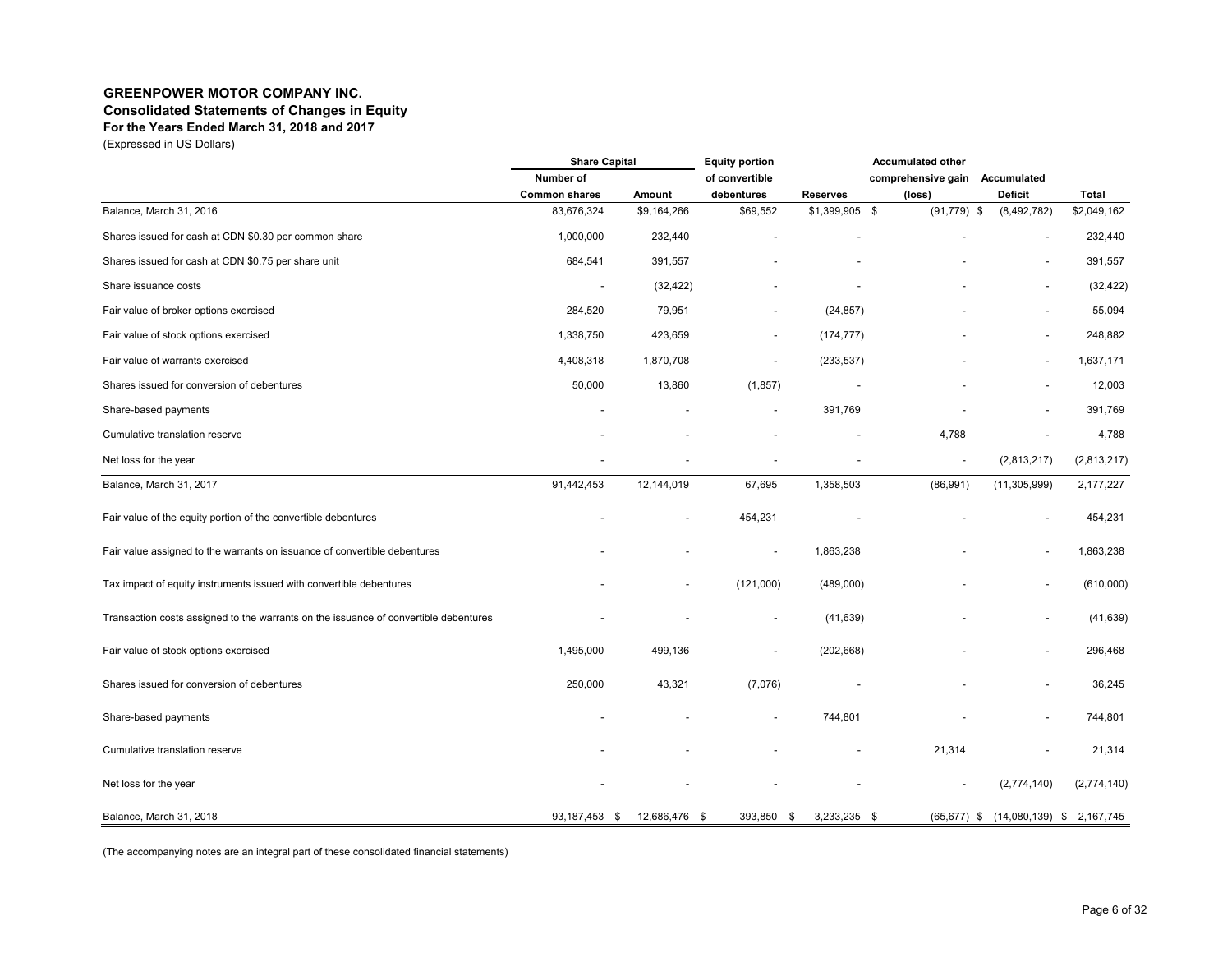**GREENPOWER MOTOR COMPANY INC.**
**Consolidated Statements of Changes in Equity**
**For the Years Ended March 31, 2018 and 2017**
(Expressed in US Dollars)

| | Share Capital | | Equity portion | | Accumulated other | | |
|---|---|---|---|---|---|---|---|
| | Number of Common shares | Amount | of convertible debentures | Reserves | comprehensive gain (loss) | Accumulated Deficit | Total |
| Balance, March 31, 2016 | 83,676,324 | $9,164,266 | $69,552 | $1,399,905 | $ (91,779) | $ (8,492,782) | $2,049,162 |
| Shares issued for cash at CDN $0.30 per common share | 1,000,000 | 232,440 | - | - | - | - | 232,440 |
| Shares issued for cash at CDN $0.75 per share unit | 684,541 | 391,557 | - | - | - | - | 391,557 |
| Share issuance costs | - | (32,422) | - | - | - | - | (32,422) |
| Fair value of broker options exercised | 284,520 | 79,951 | - | (24,857) | - | - | 55,094 |
| Fair value of stock options exercised | 1,338,750 | 423,659 | - | (174,777) | - | - | 248,882 |
| Fair value of warrants exercised | 4,408,318 | 1,870,708 | - | (233,537) | - | - | 1,637,171 |
| Shares issued for conversion of debentures | 50,000 | 13,860 | (1,857) | - | - | - | 12,003 |
| Share-based payments | - | - | - | 391,769 | - | - | 391,769 |
| Cumulative translation reserve | - | - | - | - | 4,788 | - | 4,788 |
| Net loss for the year | - | - | - | - | - | (2,813,217) | (2,813,217) |
| Balance, March 31, 2017 | 91,442,453 | 12,144,019 | 67,695 | 1,358,503 | (86,991) | (11,305,999) | 2,177,227 |
| Fair value of the equity portion of the convertible debentures | - | - | 454,231 | - | - | - | 454,231 |
| Fair value assigned to the warrants on issuance of convertible debentures | - | - | - | 1,863,238 | - | - | 1,863,238 |
| Tax impact of equity instruments issued with convertible debentures | - | - | (121,000) | (489,000) | - | - | (610,000) |
| Transaction costs assigned to the warrants on the issuance of convertible debentures | - | - | - | (41,639) | - | - | (41,639) |
| Fair value of stock options exercised | 1,495,000 | 499,136 | - | (202,668) | - | - | 296,468 |
| Shares issued for conversion of debentures | 250,000 | 43,321 | (7,076) | - | - | - | 36,245 |
| Share-based payments | - | - | - | 744,801 | - | - | 744,801 |
| Cumulative translation reserve | - | - | - | - | 21,314 | - | 21,314 |
| Net loss for the year | - | - | - | - | - | (2,774,140) | (2,774,140) |
| Balance, March 31, 2018 | 93,187,453 | $ 12,686,476 | $ 393,850 | $ 3,233,235 | $ (65,677) | $ (14,080,139) | $ 2,167,745 |

(The accompanying notes are an integral part of these consolidated financial statements)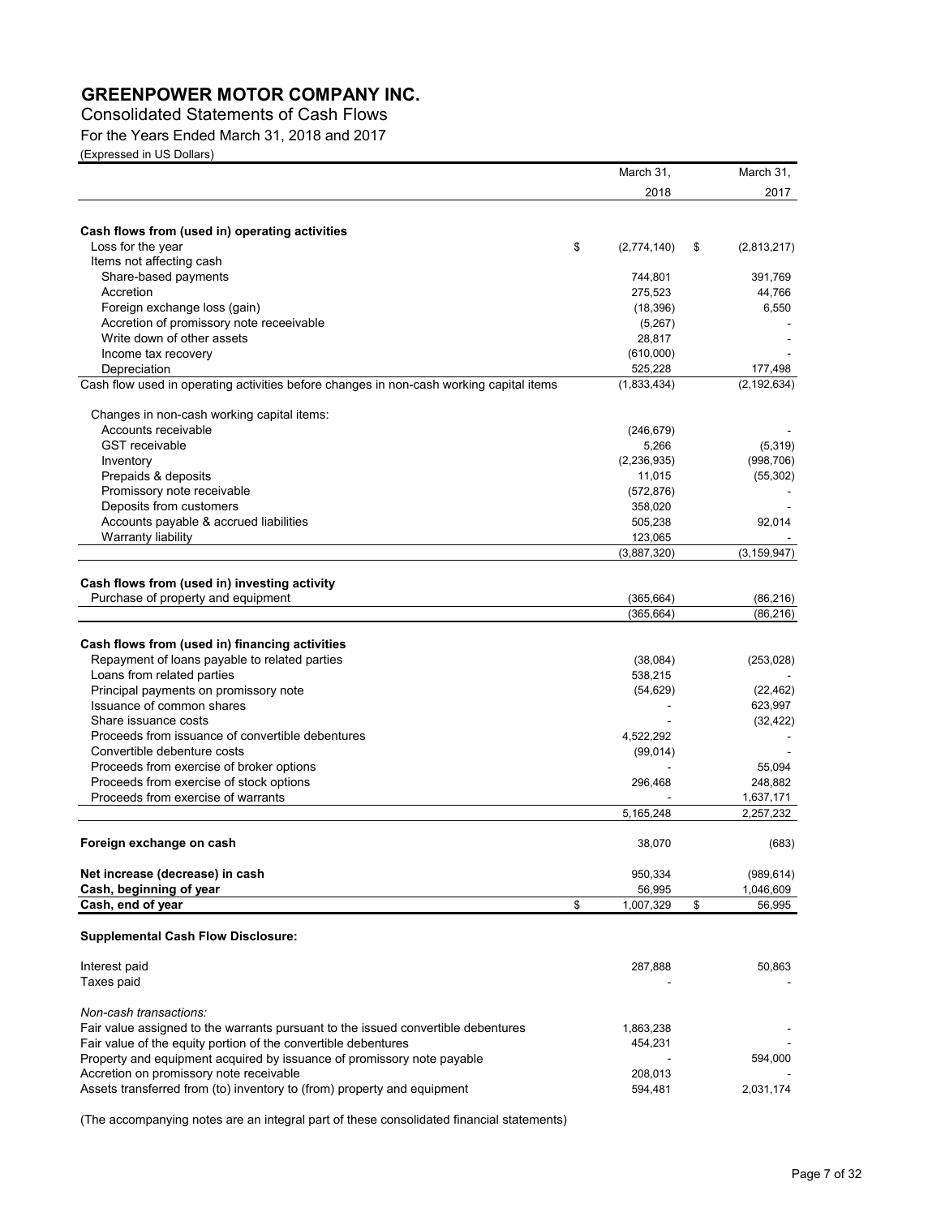# GREENPOWER MOTOR COMPANY INC.

Consolidated Statements of Cash Flows

For the Years Ended March 31, 2018 and 2017

(Expressed in US Dollars)

| | March 31, 2018 | March 31, 2017 |
|---|---|---|
| **Cash flows from (used in) operating activities** | | |
| Loss for the year | $ (2,774,140) | $ (2,813,217) |
| Items not affecting cash | | |
| Share-based payments | 744,801 | 391,769 |
| Accretion | 275,523 | 44,766 |
| Foreign exchange loss (gain) | (18,396) | 6,550 |
| Accretion of promissory note receeivable | (5,267) | - |
| Write down of other assets | 28,817 | - |
| Income tax recovery | (610,000) | - |
| Depreciation | 525,228 | 177,498 |
| Cash flow used in operating activities before changes in non-cash working capital items | (1,833,434) | (2,192,634) |
| Changes in non-cash working capital items: | | |
| Accounts receivable | (246,679) | - |
| GST receivable | 5,266 | (5,319) |
| Inventory | (2,236,935) | (998,706) |
| Prepaids & deposits | 11,015 | (55,302) |
| Promissory note receivable | (572,876) | - |
| Deposits from customers | 358,020 | - |
| Accounts payable & accrued liabilities | 505,238 | 92,014 |
| Warranty liability | 123,065 | - |
| | (3,887,320) | (3,159,947) |
| **Cash flows from (used in) investing activity** | | |
| Purchase of property and equipment | (365,664) | (86,216) |
| | (365,664) | (86,216) |
| **Cash flows from (used in) financing activities** | | |
| Repayment of loans payable to related parties | (38,084) | (253,028) |
| Loans from related parties | 538,215 | - |
| Principal payments on promissory note | (54,629) | (22,462) |
| Issuance of common shares | - | 623,997 |
| Share issuance costs | - | (32,422) |
| Proceeds from issuance of convertible debentures | 4,522,292 | - |
| Convertible debenture costs | (99,014) | - |
| Proceeds from exercise of broker options | - | 55,094 |
| Proceeds from exercise of stock options | 296,468 | 248,882 |
| Proceeds from exercise of warrants | - | 1,637,171 |
| | 5,165,248 | 2,257,232 |
| **Foreign exchange on cash** | 38,070 | (683) |
| **Net increase (decrease) in cash** | 950,334 | (989,614) |
| **Cash, beginning of year** | 56,995 | 1,046,609 |
| **Cash, end of year** | $ 1,007,329 | $ 56,995 |

**Supplemental Cash Flow Disclosure:**

| | | |
|---|---|---|
| Interest paid | 287,888 | 50,863 |
| Taxes paid | - | - |
| *Non-cash transactions:* | | |
| Fair value assigned to the warrants pursuant to the issued convertible debentures | 1,863,238 | - |
| Fair value of the equity portion of the convertible debentures | 454,231 | - |
| Property and equipment acquired by issuance of promissory note payable | - | 594,000 |
| Accretion on promissory note receivable | 208,013 | - |
| Assets transferred from (to) inventory to (from) property and equipment | 594,481 | 2,031,174 |

(The accompanying notes are an integral part of these consolidated financial statements)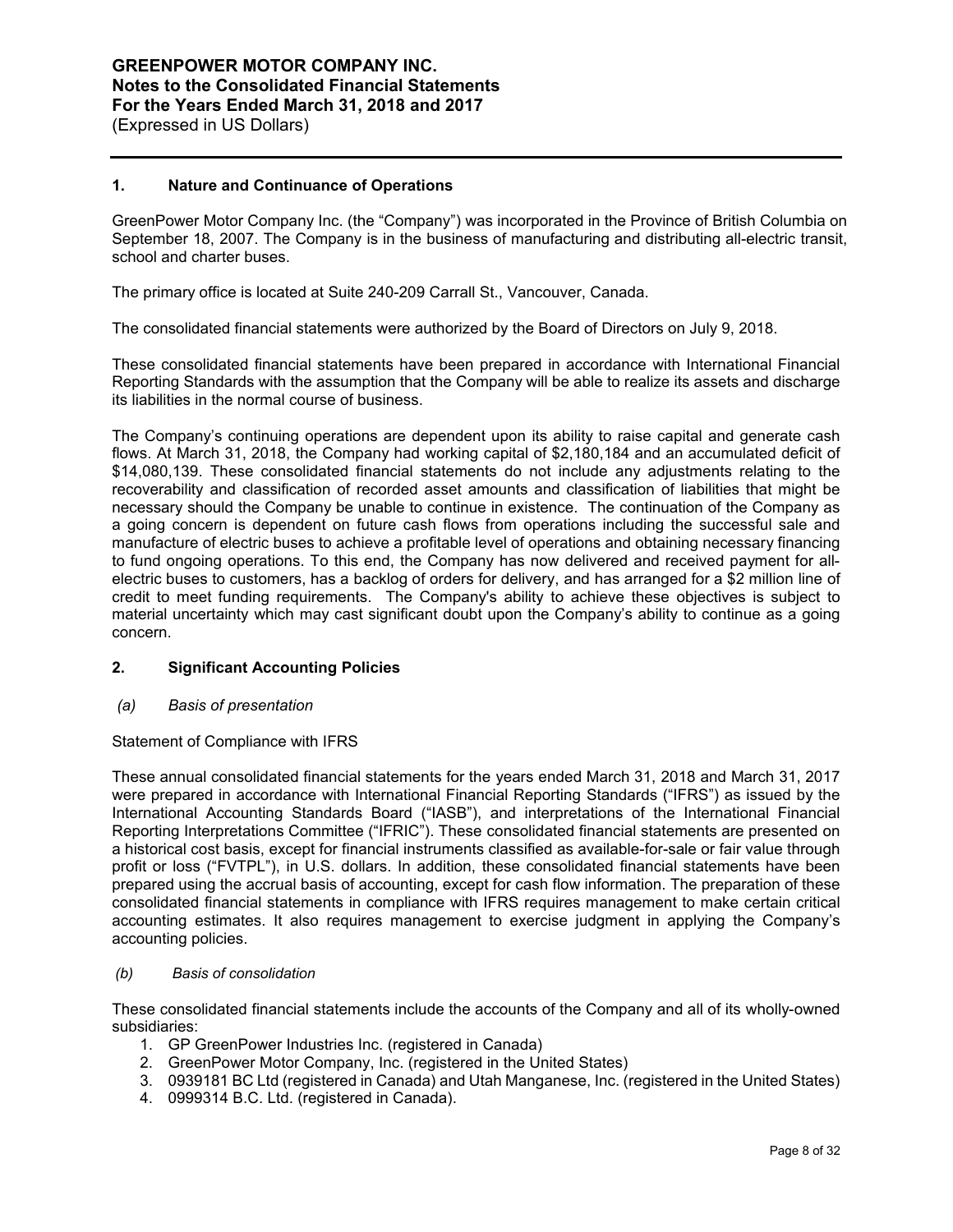# GREENPOWER MOTOR COMPANY INC.
## Notes to the Consolidated Financial Statements
## For the Years Ended March 31, 2018 and 2017
(Expressed in US Dollars)

### 1. Nature and Continuance of Operations

GreenPower Motor Company Inc. (the "Company") was incorporated in the Province of British Columbia on September 18, 2007. The Company is in the business of manufacturing and distributing all-electric transit, school and charter buses.

The primary office is located at Suite 240-209 Carrall St., Vancouver, Canada.

The consolidated financial statements were authorized by the Board of Directors on July 9, 2018.

These consolidated financial statements have been prepared in accordance with International Financial Reporting Standards with the assumption that the Company will be able to realize its assets and discharge its liabilities in the normal course of business.

The Company's continuing operations are dependent upon its ability to raise capital and generate cash flows. At March 31, 2018, the Company had working capital of $2,180,184 and an accumulated deficit of $14,080,139. These consolidated financial statements do not include any adjustments relating to the recoverability and classification of recorded asset amounts and classification of liabilities that might be necessary should the Company be unable to continue in existence. The continuation of the Company as a going concern is dependent on future cash flows from operations including the successful sale and manufacture of electric buses to achieve a profitable level of operations and obtaining necessary financing to fund ongoing operations. To this end, the Company has now delivered and received payment for all-electric buses to customers, has a backlog of orders for delivery, and has arranged for a $2 million line of credit to meet funding requirements. The Company's ability to achieve these objectives is subject to material uncertainty which may cast significant doubt upon the Company's ability to continue as a going concern.

### 2. Significant Accounting Policies

*(a) Basis of presentation*

Statement of Compliance with IFRS

These annual consolidated financial statements for the years ended March 31, 2018 and March 31, 2017 were prepared in accordance with International Financial Reporting Standards ("IFRS") as issued by the International Accounting Standards Board ("IASB"), and interpretations of the International Financial Reporting Interpretations Committee ("IFRIC"). These consolidated financial statements are presented on a historical cost basis, except for financial instruments classified as available-for-sale or fair value through profit or loss ("FVTPL"), in U.S. dollars. In addition, these consolidated financial statements have been prepared using the accrual basis of accounting, except for cash flow information. The preparation of these consolidated financial statements in compliance with IFRS requires management to make certain critical accounting estimates. It also requires management to exercise judgment in applying the Company's accounting policies.

*(b) Basis of consolidation*

These consolidated financial statements include the accounts of the Company and all of its wholly-owned subsidiaries:

1. GP GreenPower Industries Inc. (registered in Canada)
2. GreenPower Motor Comppany, Inc. (registered in the United States)
3. 0939181 BC Ltd (registered in Canada) and Utah Manganese, Inc. (registered in the United States)
4. 0999314 B.C. Ltd. (registered in Canada).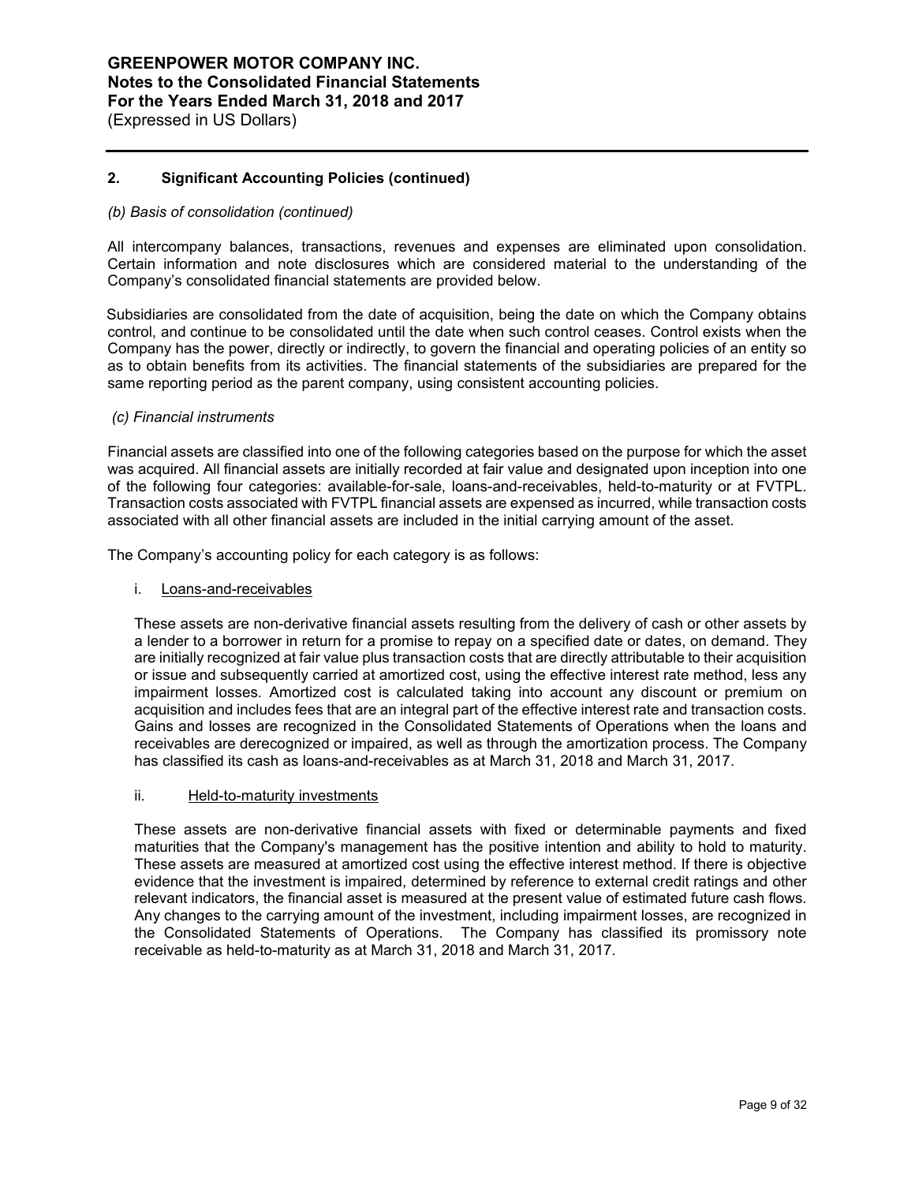## 2. Significant Accounting Policies (continued)

*(b) Basis of consolidation (continued)*

All intercompany balances, transactions, revenues and expenses are eliminated upon consolidation. Certain information and note disclosures which are considered material to the understanding of the Company's consolidated financial statements are provided below.

Subsidiaries are consolidated from the date of acquisition, being the date on which the Company obtains control, and continue to be consolidated until the date when such control ceases. Control exists when the Company has the power, directly or indirectly, to govern the financial and operating policies of an entity so as to obtain benefits from its activities. The financial statements of the subsidiaries are prepared for the same reporting period as the parent company, using consistent accounting policies.

*(c) Financial instruments*

Financial assets are classified into one of the following categories based on the purpose for which the asset was acquired. All financial assets are initially recorded at fair value and designated upon inception into one of the following four categories: available-for-sale, loans-and-receivables, held-to-maturity or at FVTPL. Transaction costs associated with FVTPL financial assets are expensed as incurred, while transaction costs associated with all other financial assets are included in the initial carrying amount of the asset.

The Company's accounting policy for each category is as follows:

i. Loans-and-receivables

These assets are non-derivative financial assets resulting from the delivery of cash or other assets by a lender to a borrower in return for a promise to repay on a specified date or dates, on demand. They are initially recognized at fair value plus transaction costs that are directly attributable to their acquisition or issue and subsequently carried at amortized cost, using the effective interest rate method, less any impairment losses. Amortized cost is calculated taking into account any discount or premium on acquisition and includes fees that are an integral part of the effective interest rate and transaction costs. Gains and losses are recognized in the Consolidated Statements of Operations when the loans and receivables are derecognized or impaired, as well as through the amortization process. The Company has classified its cash as loans-and-receivables as at March 31, 2018 and March 31, 2017.

ii. Held-to-maturity investments

These assets are non-derivative financial assets with fixed or determinable payments and fixed maturities that the Company's management has the positive intention and ability to hold to maturity. These assets are measured at amortized cost using the effective interest method. If there is objective evidence that the investment is impaired, determined by reference to external credit ratings and other relevant indicators, the financial asset is measured at the present value of estimated future cash flows. Any changes to the carrying amount of the investment, including impairment losses, are recognized in the Consolidated Statements of Operations. The Company has classified its promissory note receivable as held-to-maturity as at March 31, 2018 and March 31, 2017.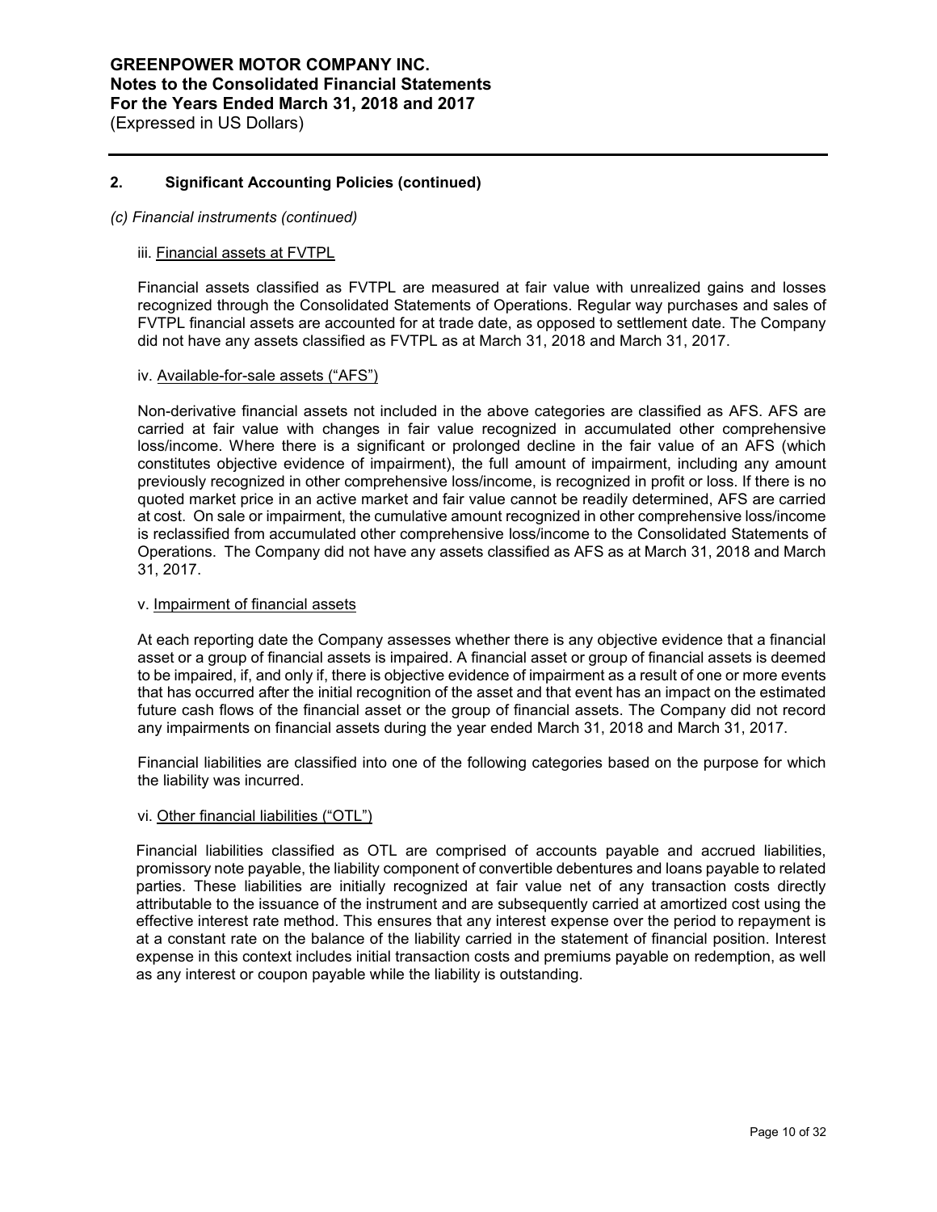## 2. Significant Accounting Policies (continued)

*(c) Financial instruments (continued)*

iii. Financial assets at FVTPL

Financial assets classified as FVTPL are measured at fair value with unrealized gains and losses recognized through the Consolidated Statements of Operations. Regular way purchases and sales of FVTPL financial assets are accounted for at trade date, as opposed to settlement date. The Company did not have any assets classified as FVTPL as at March 31, 2018 and March 31, 2017.

iv. Available-for-sale assets ("AFS")

Non-derivative financial assets not included in the above categories are classified as AFS. AFS are carried at fair value with changes in fair value recognized in accumulated other comprehensive loss/income. Where there is a significant or prolonged decline in the fair value of an AFS (which constitutes objective evidence of impairment), the full amount of impairment, including any amount previously recognized in other comprehensive loss/income, is recognized in profit or loss. If there is no quoted market price in an active market and fair value cannot be readily determined, AFS are carried at cost. On sale or impairment, the cumulative amount recognized in other comprehensive loss/income is reclassified from accumulated other comprehensive loss/income to the Consolidated Statements of Operations. The Company did not have any assets classified as AFS as at March 31, 2018 and March 31, 2017.

v. Impairment of financial assets

At each reporting date the Company assesses whether there is any objective evidence that a financial asset or a group of financial assets is impaired. A financial asset or group of financial assets is deemed to be impaired, if, and only if, there is objective evidence of impairment as a result of one or more events that has occurred after the initial recognition of the asset and that event has an impact on the estimated future cash flows of the financial asset or the group of financial assets. The Company did not record any impairments on financial assets during the year ended March 31, 2018 and March 31, 2017.

Financial liabilities are classified into one of the following categories based on the purpose for which the liability was incurred.

vi. Other financial liabilities ("OTL")

Financial liabilities classified as OTL are comprised of accounts payable and accrued liabilities, promissory note payable, the liability component of convertible debentures and loans payable to related parties. These liabilities are initially recognized at fair value net of any transaction costs directly attributable to the issuance of the instrument and are subsequently carried at amortized cost using the effective interest rate method. This ensures that any interest expense over the period to repayment is at a constant rate on the balance of the liability carried in the statement of financial position. Interest expense in this context includes initial transaction costs and premiums payable on redemption, as well as any interest or coupon payable while the liability is outstanding.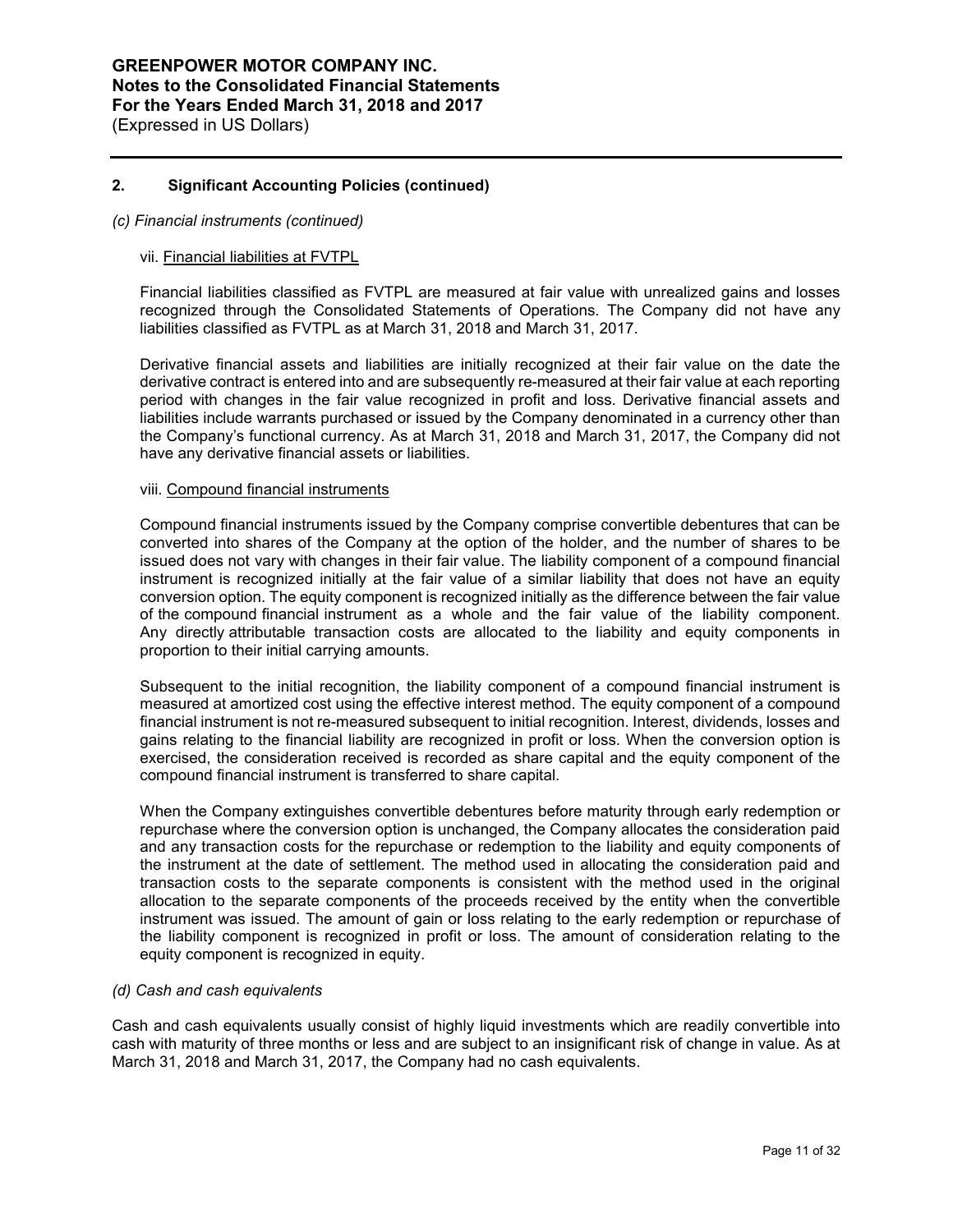## 2. Significant Accounting Policies (continued)

*(c) Financial instruments (continued)*

vii. Financial liabilities at FVTPL

Financial liabilities classified as FVTPL are measured at fair value with unrealized gains and losses recognized through the Consolidated Statements of Operations. The Company did not have any liabilities classified as FVTPL as at March 31, 2018 and March 31, 2017.

Derivative financial assets and liabilities are initially recognized at their fair value on the date the derivative contract is entered into and are subsequently re-measured at their fair value at each reporting period with changes in the fair value recognized in profit and loss. Derivative financial assets and liabilities include warrants purchased or issued by the Company denominated in a currency other than the Company's functional currency. As at March 31, 2018 and March 31, 2017, the Company did not have any derivative financial assets or liabilities.

viii. Compound financial instruments

Compound financial instruments issued by the Company comprise convertible debentures that can be converted into shares of the Company at the option of the holder, and the number of shares to be issued does not vary with changes in their fair value. The liability component of a compound financial instrument is recognized initially at the fair value of a similar liability that does not have an equity conversion option. The equity component is recognized initially as the difference between the fair value of the compound financial instrument as a whole and the fair value of the liability component. Any directly attributable transaction costs are allocated to the liability and equity components in proportion to their initial carrying amounts.

Subsequent to the initial recognition, the liability component of a compound financial instrument is measured at amortized cost using the effective interest method. The equity component of a compound financial instrument is not re-measured subsequent to initial recognition. Interest, dividends, losses and gains relating to the financial liability are recognized in profit or loss. When the conversion option is exercised, the consideration received is recorded as share capital and the equity component of the compound financial instrument is transferred to share capital.

When the Company extinguishes convertible debentures before maturity through early redemption or repurchase where the conversion option is unchanged, the Company allocates the consideration paid and any transaction costs for the repurchase or redemption to the liability and equity components of the instrument at the date of settlement. The method used in allocating the consideration paid and transaction costs to the separate components is consistent with the method used in the original allocation to the separate components of the proceeds received by the entity when the convertible instrument was issued. The amount of gain or loss relating to the early redemption or repurchase of the liability component is recognized in profit or loss. The amount of consideration relating to the equity component is recognized in equity.

*(d) Cash and cash equivalents*

Cash and cash equivalents usually consist of highly liquid investments which are readily convertible into cash with maturity of three months or less and are subject to an insignificant risk of change in value. As at March 31, 2018 and March 31, 2017, the Company had no cash equivalents.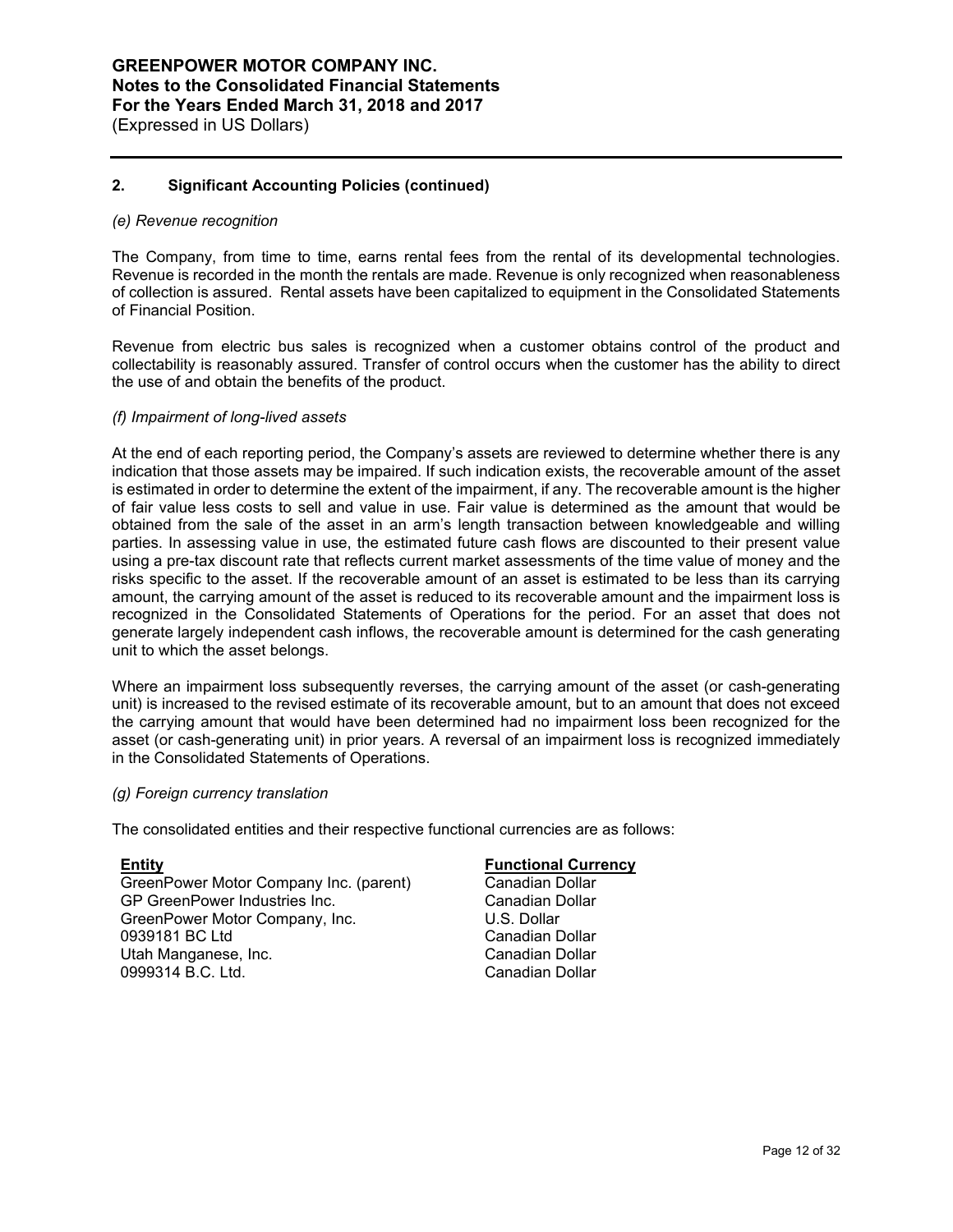## 2. Significant Accounting Policies (continued)

*(e) Revenue recognition*

The Company, from time to time, earns rental fees from the rental of its developmental technologies. Revenue is recorded in the month the rentals are made. Revenue is only recognized when reasonableness of collection is assured. Rental assets have been capitalized to equipment in the Consolidated Statements of Financial Position.

Revenue from electric bus sales is recognized when a customer obtains control of the product and collectability is reasonably assured. Transfer of control occurs when the customer has the ability to direct the use of and obtain the benefits of the product.

*(f) Impairment of long-lived assets*

At the end of each reporting period, the Company's assets are reviewed to determine whether there is any indication that those assets may be impaired. If such indication exists, the recoverable amount of the asset is estimated in order to determine the extent of the impairment, if any. The recoverable amount is the higher of fair value less costs to sell and value in use. Fair value is determined as the amount that would be obtained from the sale of the asset in an arm's length transaction between knowledgeable and willing parties. In assessing value in use, the estimated future cash flows are discounted to their present value using a pre-tax discount rate that reflects current market assessments of the time value of money and the risks specific to the asset. If the recoverable amount of an asset is estimated to be less than its carrying amount, the carrying amount of the asset is reduced to its recoverable amount and the impairment loss is recognized in the Consolidated Statements of Operations for the period. For an asset that does not generate largely independent cash inflows, the recoverable amount is determined for the cash generating unit to which the asset belongs.

Where an impairment loss subsequently reverses, the carrying amount of the asset (or cash-generating unit) is increased to the revised estimate of its recoverable amount, but to an amount that does not exceed the carrying amount that would have been determined had no impairment loss been recognized for the asset (or cash-generating unit) in prior years. A reversal of an impairment loss is recognized immediately in the Consolidated Statements of Operations.

*(g) Foreign currency translation*

The consolidated entities and their respective functional currencies are as follows:

| **Entity** | **Functional Currency** |
|---|---|
| GreenPower Motor Company Inc. (parent) | Canadian Dollar |
| GP GreenPower Industries Inc. | Canadian Dollar |
| GreenPower Motor Company, Inc. | U.S. Dollar |
| 0939181 BC Ltd | Canadian Dollar |
| Utah Manganese, Inc. | Canadian Dollar |
| 0999314 B.C. Ltd. | Canadian Dollar |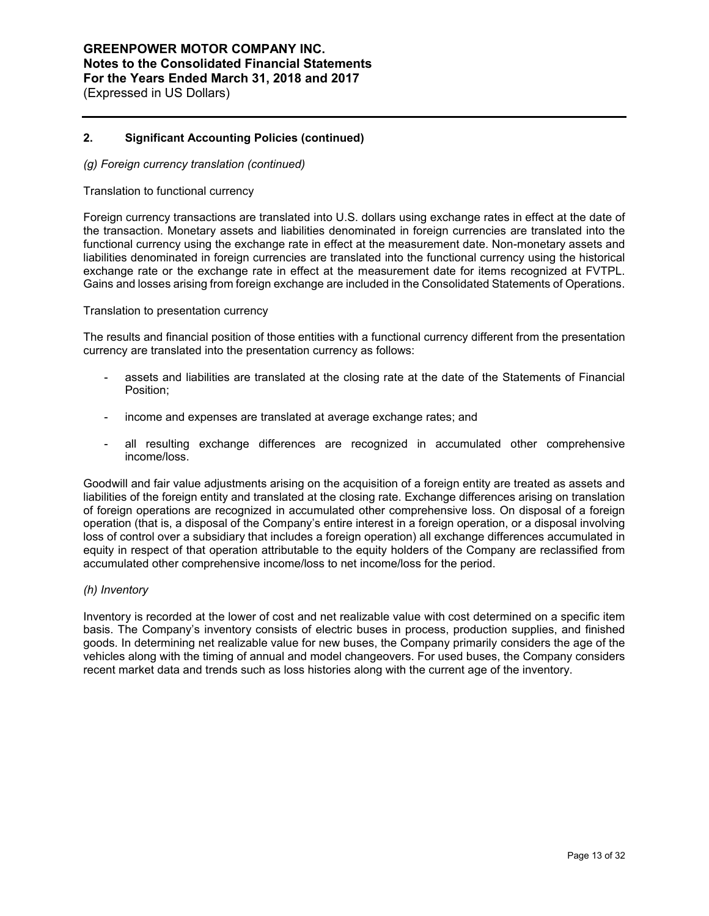## 2. Significant Accounting Policies (continued)

*(g) Foreign currency translation (continued)*

Translation to functional currency

Foreign currency transactions are translated into U.S. dollars using exchange rates in effect at the date of the transaction. Monetary assets and liabilities denominated in foreign currencies are translated into the functional currency using the exchange rate in effect at the measurement date. Non-monetary assets and liabilities denominated in foreign currencies are translated into the functional currency using the historical exchange rate or the exchange rate in effect at the measurement date for items recognized at FVTPL. Gains and losses arising from foreign exchange are included in the Consolidated Statements of Operations.

Translation to presentation currency

The results and financial position of those entities with a functional currency different from the presentation currency are translated into the presentation currency as follows:

- assets and liabilities are translated at the closing rate at the date of the Statements of Financial Position;
- income and expenses are translated at average exchange rates; and
- all resulting exchange differences are recognized in accumulated other comprehensive income/loss.

Goodwill and fair value adjustments arising on the acquisition of a foreign entity are treated as assets and liabilities of the foreign entity and translated at the closing rate. Exchange differences arising on translation of foreign operations are recognized in accumulated other comprehensive loss. On disposal of a foreign operation (that is, a disposal of the Company's entire interest in a foreign operation, or a disposal involving loss of control over a subsidiary that includes a foreign operation) all exchange differences accumulated in equity in respect of that operation attributable to the equity holders of the Company are reclassified from accumulated other comprehensive income/loss to net income/loss for the period.

*(h) Inventory*

Inventory is recorded at the lower of cost and net realizable value with cost determined on a specific item basis. The Company's inventory consists of electric buses in process, production supplies, and finished goods. In determining net realizable value for new buses, the Company primarily considers the age of the vehicles along with the timing of annual and model changeovers. For used buses, the Company considers recent market data and trends such as loss histories along with the current age of the inventory.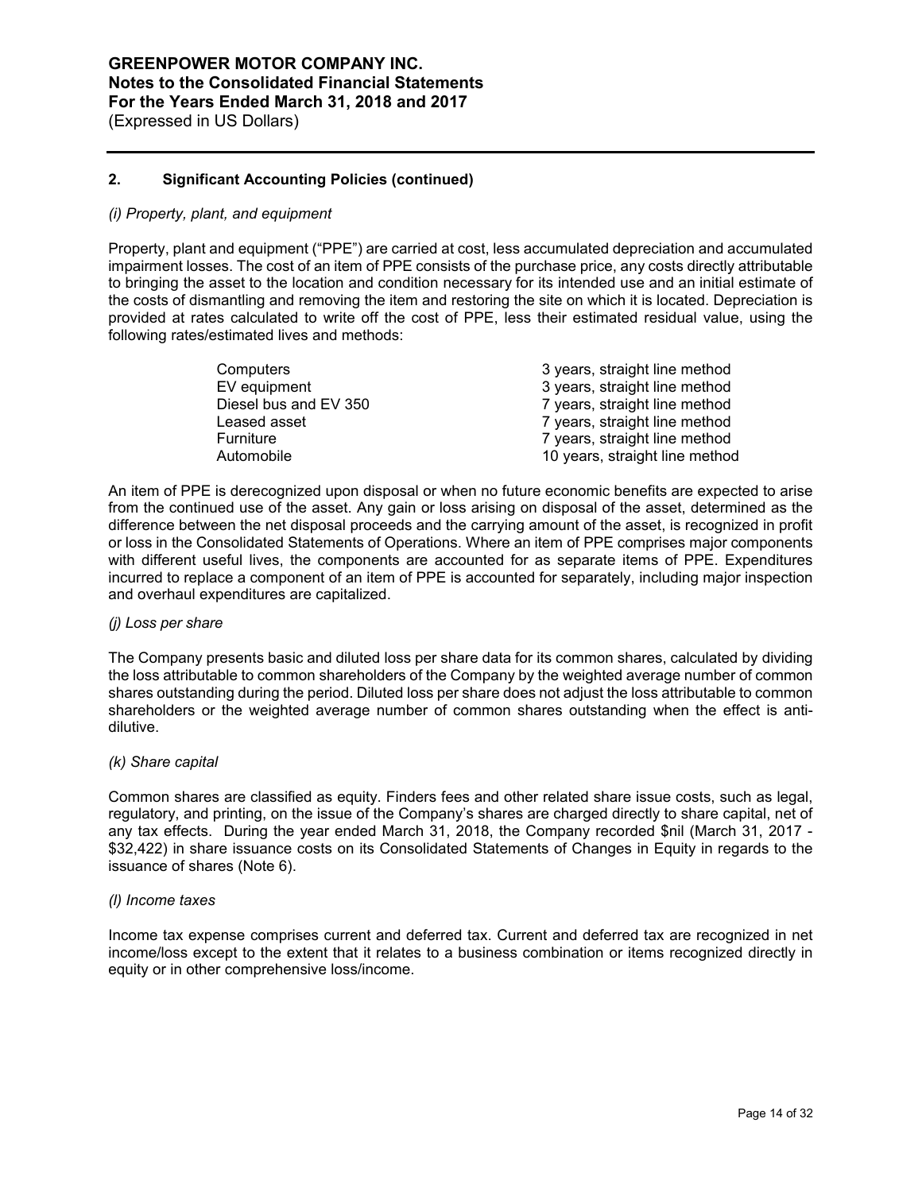## 2. Significant Accounting Policies (continued)

*(i) Property, plant, and equipment*

Property, plant and equipment ("PPE") are carried at cost, less accumulated depreciation and accumulated impairment losses. The cost of an item of PPE consists of the purchase price, any costs directly attributable to bringing the asset to the location and condition necessary for its intended use and an initial estimate of the costs of dismantling and removing the item and restoring the site on which it is located. Depreciation is provided at rates calculated to write off the cost of PPE, less their estimated residual value, using the following rates/estimated lives and methods:

| | |
|---|---|
| Computers | 3 years, straight line method |
| EV equipment | 3 years, straight line method |
| Diesel bus and EV 350 | 7 years, straight line method |
| Leased asset | 7 years, straight line method |
| Furniture | 7 years, straight line method |
| Automobile | 10 years, straight line method |

An item of PPE is derecognized upon disposal or when no future economic benefits are expected to arise from the continued use of the asset. Any gain or loss arising on disposal of the asset, determined as the difference between the net disposal proceeds and the carrying amount of the asset, is recognized in profit or loss in the Consolidated Statements of Operations. Where an item of PPE comprises major components with different useful lives, the components are accounted for as separate items of PPE. Expenditures incurred to replace a component of an item of PPE is accounted for separately, including major inspection and overhaul expenditures are capitalized.

*(j) Loss per share*

The Company presents basic and diluted loss per share data for its common shares, calculated by dividing the loss attributable to common shareholders of the Company by the weighted average number of common shares outstanding during the period. Diluted loss per share does not adjust the loss attributable to common shareholders or the weighted average number of common shares outstanding when the effect is anti-dilutive.

*(k) Share capital*

Common shares are classified as equity. Finders fees and other related share issue costs, such as legal, regulatory, and printing, on the issue of the Company's shares are charged directly to share capital, net of any tax effects. During the year ended March 31, 2018, the Company recorded $nil (March 31, 2017 - $32,422) in share issuance costs on its Consolidated Statements of Changes in Equity in regards to the issuance of shares (Note 6).

*(l) Income taxes*

Income tax expense comprises current and deferred tax. Current and deferred tax are recognized in net income/loss except to the extent that it relates to a business combination or items recognized directly in equity or in other comprehensive loss/income.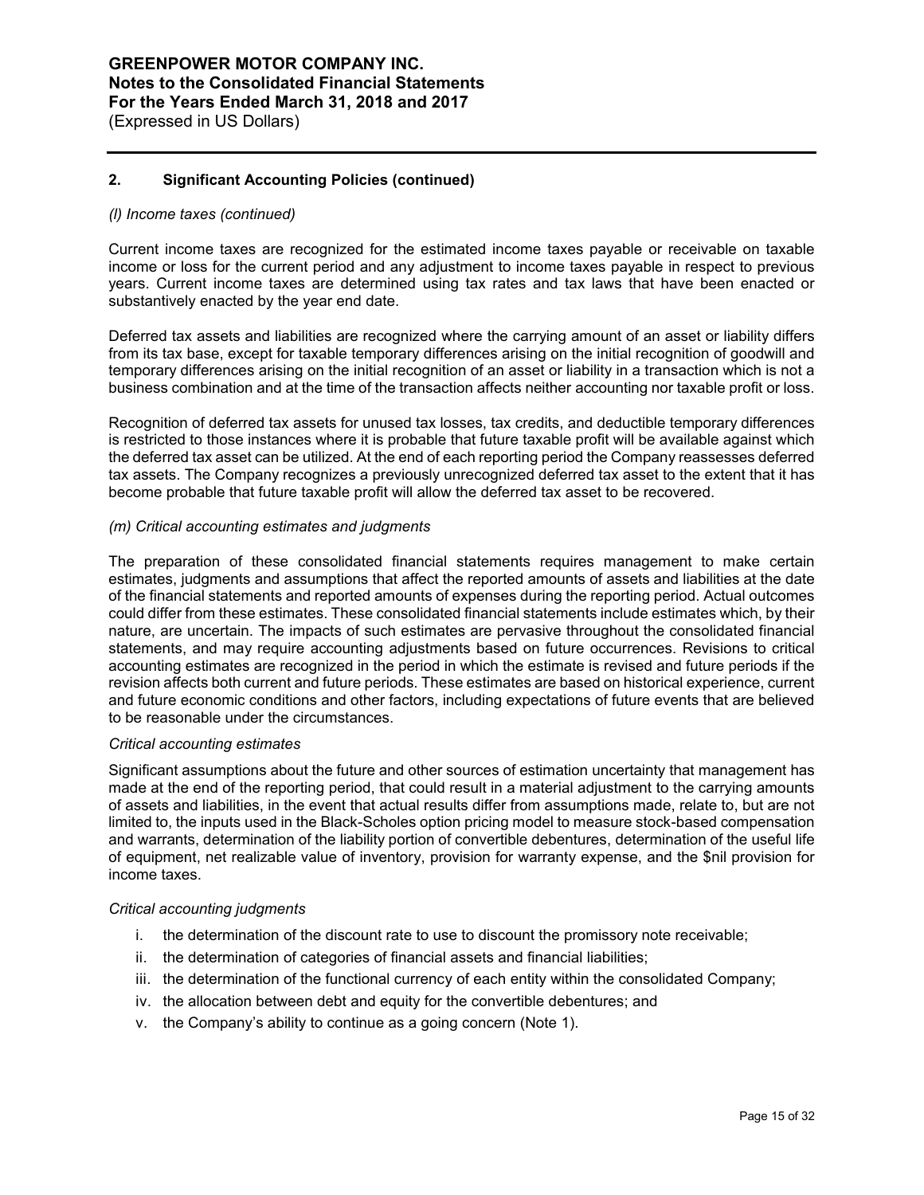## 2. Significant Accounting Policies (continued)

*(l) Income taxes (continued)*

Current income taxes are recognized for the estimated income taxes payable or receivable on taxable income or loss for the current period and any adjustment to income taxes payable in respect to previous years. Current income taxes are determined using tax rates and tax laws that have been enacted or substantively enacted by the year end date.

Deferred tax assets and liabilities are recognized where the carrying amount of an asset or liability differs from its tax base, except for taxable temporary differences arising on the initial recognition of goodwill and temporary differences arising on the initial recognition of an asset or liability in a transaction which is not a business combination and at the time of the transaction affects neither accounting nor taxable profit or loss.

Recognition of deferred tax assets for unused tax losses, tax credits, and deductible temporary differences is restricted to those instances where it is probable that future taxable profit will be available against which the deferred tax asset can be utilized. At the end of each reporting period the Company reassesses deferred tax assets. The Company recognizes a previously unrecognized deferred tax asset to the extent that it has become probable that future taxable profit will allow the deferred tax asset to be recovered.

*(m) Critical accounting estimates and judgments*

The preparation of these consolidated financial statements requires management to make certain estimates, judgments and assumptions that affect the reported amounts of assets and liabilities at the date of the financial statements and reported amounts of expenses during the reporting period. Actual outcomes could differ from these estimates. These consolidated financial statements include estimates which, by their nature, are uncertain. The impacts of such estimates are pervasive throughout the consolidated financial statements, and may require accounting adjustments based on future occurrences. Revisions to critical accounting estimates are recognized in the period in which the estimate is revised and future periods if the revision affects both current and future periods. These estimates are based on historical experience, current and future economic conditions and other factors, including expectations of future events that are believed to be reasonable under the circumstances.

*Critical accounting estimates*

Significant assumptions about the future and other sources of estimation uncertainty that management has made at the end of the reporting period, that could result in a material adjustment to the carrying amounts of assets and liabilities, in the event that actual results differ from assumptions made, relate to, but are not limited to, the inputs used in the Black-Scholes option pricing model to measure stock-based compensation and warrants, determination of the liability portion of convertible debentures, determination of the useful life of equipment, net realizable value of inventory, provision for warranty expense, and the $nil provision for income taxes.

*Critical accounting judgments*

i. the determination of the discount rate to use to discount the promissory note receivable;
ii. the determination of categories of financial assets and financial liabilities;
iii. the determination of the functional currency of each entity within the consolidated Company;
iv. the allocation between debt and equity for the convertible debentures; and
v. the Company's ability to continue as a going concern (Note 1).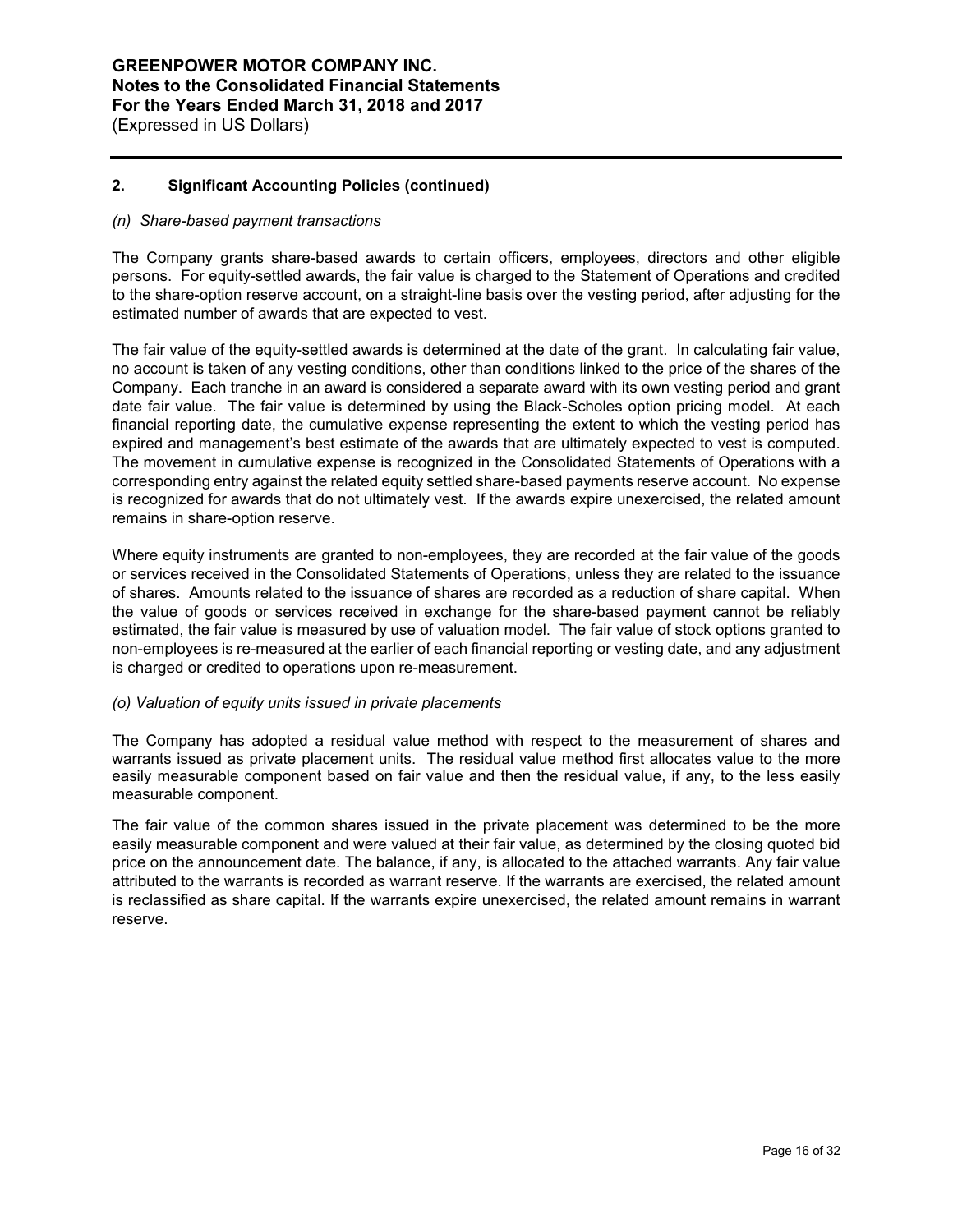## 2. Significant Accounting Policies (continued)

*(n) Share-based payment transactions*

The Company grants share-based awards to certain officers, employees, directors and other eligible persons. For equity-settled awards, the fair value is charged to the Statement of Operations and credited to the share-option reserve account, on a straight-line basis over the vesting period, after adjusting for the estimated number of awards that are expected to vest.

The fair value of the equity-settled awards is determined at the date of the grant. In calculating fair value, no account is taken of any vesting conditions, other than conditions linked to the price of the shares of the Company. Each tranche in an award is considered a separate award with its own vesting period and grant date fair value. The fair value is determined by using the Black-Scholes option pricing model. At each financial reporting date, the cumulative expense representing the extent to which the vesting period has expired and management's best estimate of the awards that are ultimately expected to vest is computed. The movement in cumulative expense is recognized in the Consolidated Statements of Operations with a corresponding entry against the related equity settled share-based payments reserve account. No expense is recognized for awards that do not ultimately vest. If the awards expire unexercised, the related amount remains in share-option reserve.

Where equity instruments are granted to non-employees, they are recorded at the fair value of the goods or services received in the Consolidated Statements of Operations, unless they are related to the issuance of shares. Amounts related to the issuance of shares are recorded as a reduction of share capital. When the value of goods or services received in exchange for the share-based payment cannot be reliably estimated, the fair value is measured by use of valuation model. The fair value of stock options granted to non-employees is re-measured at the earlier of each financial reporting or vesting date, and any adjustment is charged or credited to operations upon re-measurement.

*(o) Valuation of equity units issued in private placements*

The Company has adopted a residual value method with respect to the measurement of shares and warrants issued as private placement units. The residual value method first allocates value to the more easily measurable component based on fair value and then the residual value, if any, to the less easily measurable component.

The fair value of the common shares issued in the private placement was determined to be the more easily measurable component and were valued at their fair value, as determined by the closing quoted bid price on the announcement date. The balance, if any, is allocated to the attached warrants. Any fair value attributed to the warrants is recorded as warrant reserve. If the warrants are exercised, the related amount is reclassified as share capital. If the warrants expire unexercised, the related amount remains in warrant reserve.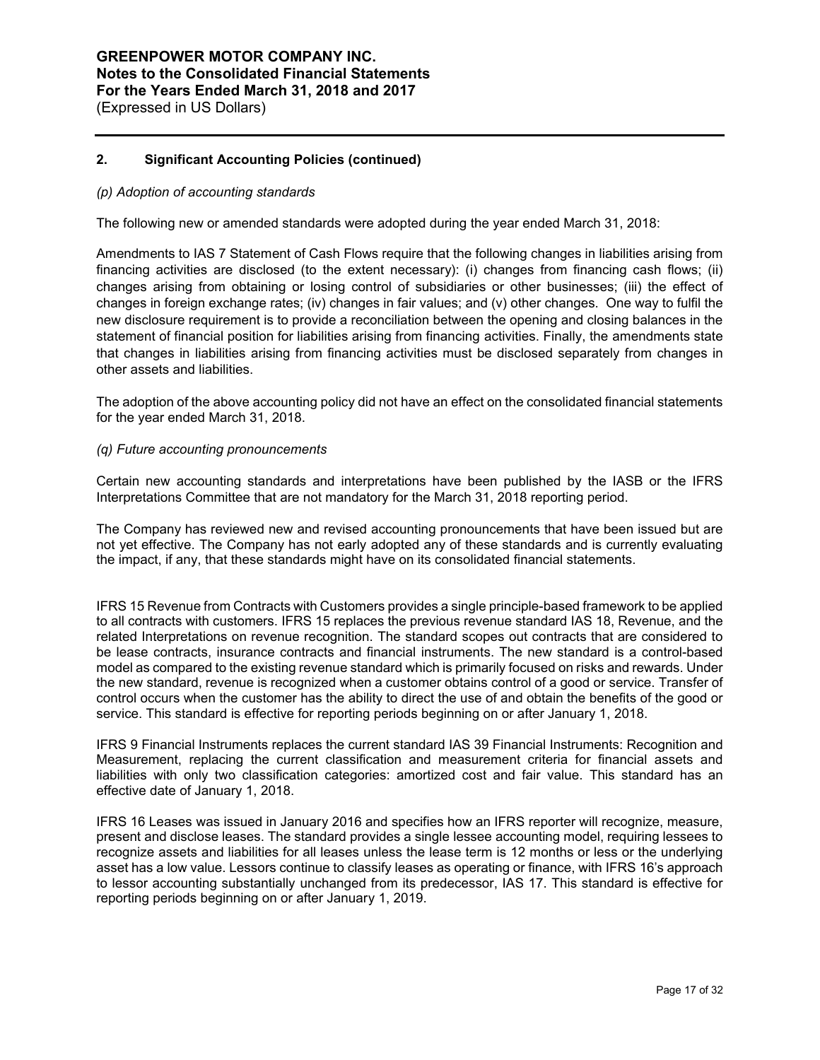## 2. Significant Accounting Policies (continued)

*(p) Adoption of accounting standards*

The following new or amended standards were adopted during the year ended March 31, 2018:

Amendments to IAS 7 Statement of Cash Flows require that the following changes in liabilities arising from financing activities are disclosed (to the extent necessary): (i) changes from financing cash flows; (ii) changes arising from obtaining or losing control of subsidiaries or other businesses; (iii) the effect of changes in foreign exchange rates; (iv) changes in fair values; and (v) other changes. One way to fulfil the new disclosure requirement is to provide a reconciliation between the opening and closing balances in the statement of financial position for liabilities arising from financing activities. Finally, the amendments state that changes in liabilities arising from financing activities must be disclosed separately from changes in other assets and liabilities.

The adoption of the above accounting policy did not have an effect on the consolidated financial statements for the year ended March 31, 2018.

*(q) Future accounting pronouncements*

Certain new accounting standards and interpretations have been published by the IASB or the IFRS Interpretations Committee that are not mandatory for the March 31, 2018 reporting period.

The Company has reviewed new and revised accounting pronouncements that have been issued but are not yet effective. The Company has not early adopted any of these standards and is currently evaluating the impact, if any, that these standards might have on its consolidated financial statements.

IFRS 15 Revenue from Contracts with Customers provides a single principle-based framework to be applied to all contracts with customers. IFRS 15 replaces the previous revenue standard IAS 18, Revenue, and the related Interpretations on revenue recognition. The standard scopes out contracts that are considered to be lease contracts, insurance contracts and financial instruments. The new standard is a control-based model as compared to the existing revenue standard which is primarily focused on risks and rewards. Under the new standard, revenue is recognized when a customer obtains control of a good or service. Transfer of control occurs when the customer has the ability to direct the use of and obtain the benefits of the good or service. This standard is effective for reporting periods beginning on or after January 1, 2018.

IFRS 9 Financial Instruments replaces the current standard IAS 39 Financial Instruments: Recognition and Measurement, replacing the current classification and measurement criteria for financial assets and liabilities with only two classification categories: amortized cost and fair value. This standard has an effective date of January 1, 2018.

IFRS 16 Leases was issued in January 2016 and specifies how an IFRS reporter will recognize, measure, present and disclose leases. The standard provides a single lessee accounting model, requiring lessees to recognize assets and liabilities for all leases unless the lease term is 12 months or less or the underlying asset has a low value. Lessors continue to classify leases as operating or finance, with IFRS 16's approach to lessor accounting substantially unchanged from its predecessor, IAS 17. This standard is effective for reporting periods beginning on or after January 1, 2019.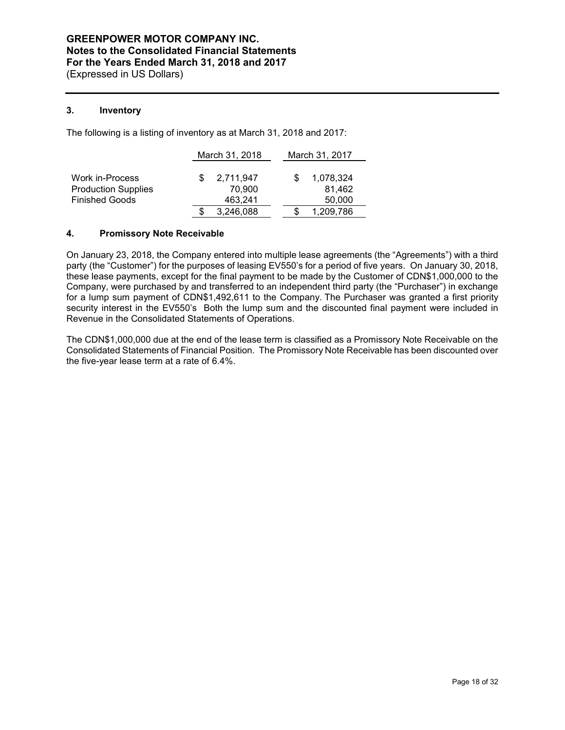## 3. Inventory

The following is a listing of inventory as at March 31, 2018 and 2017:

| | March 31, 2018 | March 31, 2017 |
|---|---|---|
| Work in-Process | $ 2,711,947 | $ 1,078,324 |
| Production Supplies | 70,900 | 81,462 |
| Finished Goods | 463,241 | 50,000 |
| | $ 3,246,088 | $ 1,209,786 |

## 4. Promissory Note Receivable

On January 23, 2018, the Company entered into multiple lease agreements (the "Agreements") with a third party (the "Customer") for the purposes of leasing EV550's for a period of five years. On January 30, 2018, these lease payments, except for the final payment to be made by the Customer of CDN$1,000,000 to the Company, were purchased by and transferred to an independent third party (the "Purchaser") in exchange for a lump sum payment of CDN$1,492,611 to the Company. The Purchaser was granted a first priority security interest in the EV550's Both the lump sum and the discounted final payment were included in Revenue in the Consolidated Statements of Operations.

The CDN$1,000,000 due at the end of the lease term is classified as a Promissory Note Receivable on the Consolidated Statements of Financial Position. The Promissory Note Receivable has been discounted over the five-year lease term at a rate of 6.4%.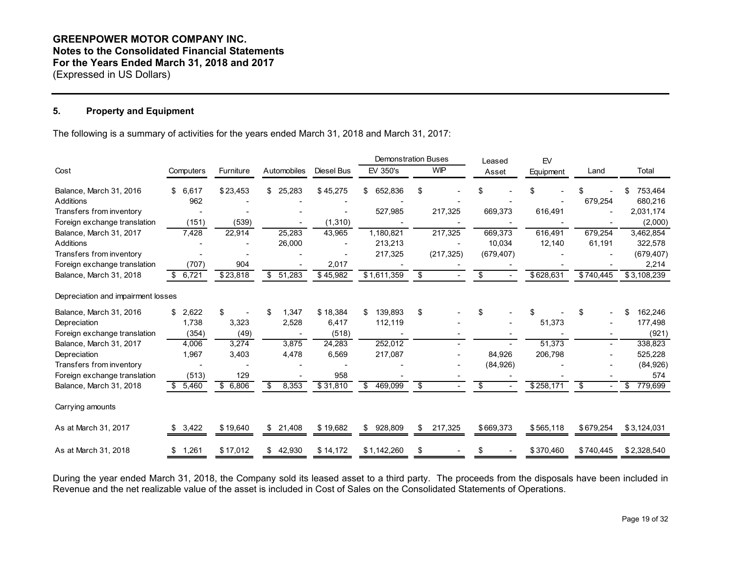**GREENPOWER MOTOR COMPANY INC.**
**Notes to the Consolidated Financial Statements**
**For the Years Ended March 31, 2018 and 2017**
(Expressed in US Dollars)

## 5. Property and Equipment

The following is a summary of activities for the years ended March 31, 2018 and March 31, 2017:

| Cost | Computers | Furniture | Automobiles | Diesel Bus | Demonstration Buses EV 350's | Demonstration Buses WIP | Leased Asset | EV Equipment | Land | Total |
|---|---|---|---|---|---|---|---|---|---|---|
| Balance, March 31, 2016 | $ 6,617 | $ 23,453 | $ 25,283 | $ 45,275 | $ 652,836 | $ - | $ - | $ - | $ - | $ 753,464 |
| Additions | 962 | - | - | - | - | - | - | - | 679,254 | 680,216 |
| Transfers from inventory | - | - | - | - | 527,985 | 217,325 | 669,373 | 616,491 | - | 2,031,174 |
| Foreign exchange translation | (151) | (539) | - | (1,310) | - | - | - | - | - | (2,000) |
| Balance, March 31, 2017 | 7,428 | 22,914 | 25,283 | 43,965 | 1,180,821 | 217,325 | 669,373 | 616,491 | 679,254 | 3,462,854 |
| Additions | - | - | 26,000 | - | 213,213 | - | 10,034 | 12,140 | 61,191 | 322,578 |
| Transfers from inventory | - | - | - | - | 217,325 | (217,325) | (679,407) | - | - | (679,407) |
| Foreign exchange translation | (707) | 904 | - | 2,017 | - | - | - | - | - | 2,214 |
| Balance, March 31, 2018 | $ 6,721 | $ 23,818 | $ 51,283 | $ 45,982 | $ 1,611,359 | $ - | $ - | $ 628,631 | $ 740,445 | $ 3,108,239 |
| **Depreciation and impairment losses** | | | | | | | | | | |
| Balance, March 31, 2016 | $ 2,622 | $ - | $ 1,347 | $ 18,384 | $ 139,893 | $ - | $ - | $ - | $ - | $ 162,246 |
| Depreciation | 1,738 | 3,323 | 2,528 | 6,417 | 112,119 | - | - | 51,373 | - | 177,498 |
| Foreign exchange translation | (354) | (49) | - | (518) | - | - | - | - | - | (921) |
| Balance, March 31, 2017 | 4,006 | 3,274 | 3,875 | 24,283 | 252,012 | - | - | 51,373 | - | 338,823 |
| Depreciation | 1,967 | 3,403 | 4,478 | 6,569 | 217,087 | - | 84,926 | 206,798 | - | 525,228 |
| Transfers from inventory | - | - | - | - | - | - | (84,926) | - | - | (84,926) |
| Foreign exchange translation | (513) | 129 | - | 958 | - | - | - | - | - | 574 |
| Balance, March 31, 2018 | $ 5,460 | $ 6,806 | $ 8,353 | $ 31,810 | $ 469,099 | $ - | $ - | $ 258,171 | $ - | $ 779,699 |
| **Carrying amounts** | | | | | | | | | | |
| As at March 31, 2017 | $ 3,422 | $ 19,640 | $ 21,408 | $ 19,682 | $ 928,809 | $ 217,325 | $ 669,373 | $ 565,118 | $ 679,254 | $ 3,124,031 |
| As at March 31, 2018 | $ 1,261 | $ 17,012 | $ 42,930 | $ 14,172 | $ 1,142,260 | $ - | $ - | $ 370,460 | $ 740,445 | $ 2,328,540 |

During the year ended March 31, 2018, the Company sold its leased asset to a third party. The proceeds from the disposals have been included in Revenue and the net realizable value of the asset is included in Cost of Sales on the Consolidated Statements of Operations.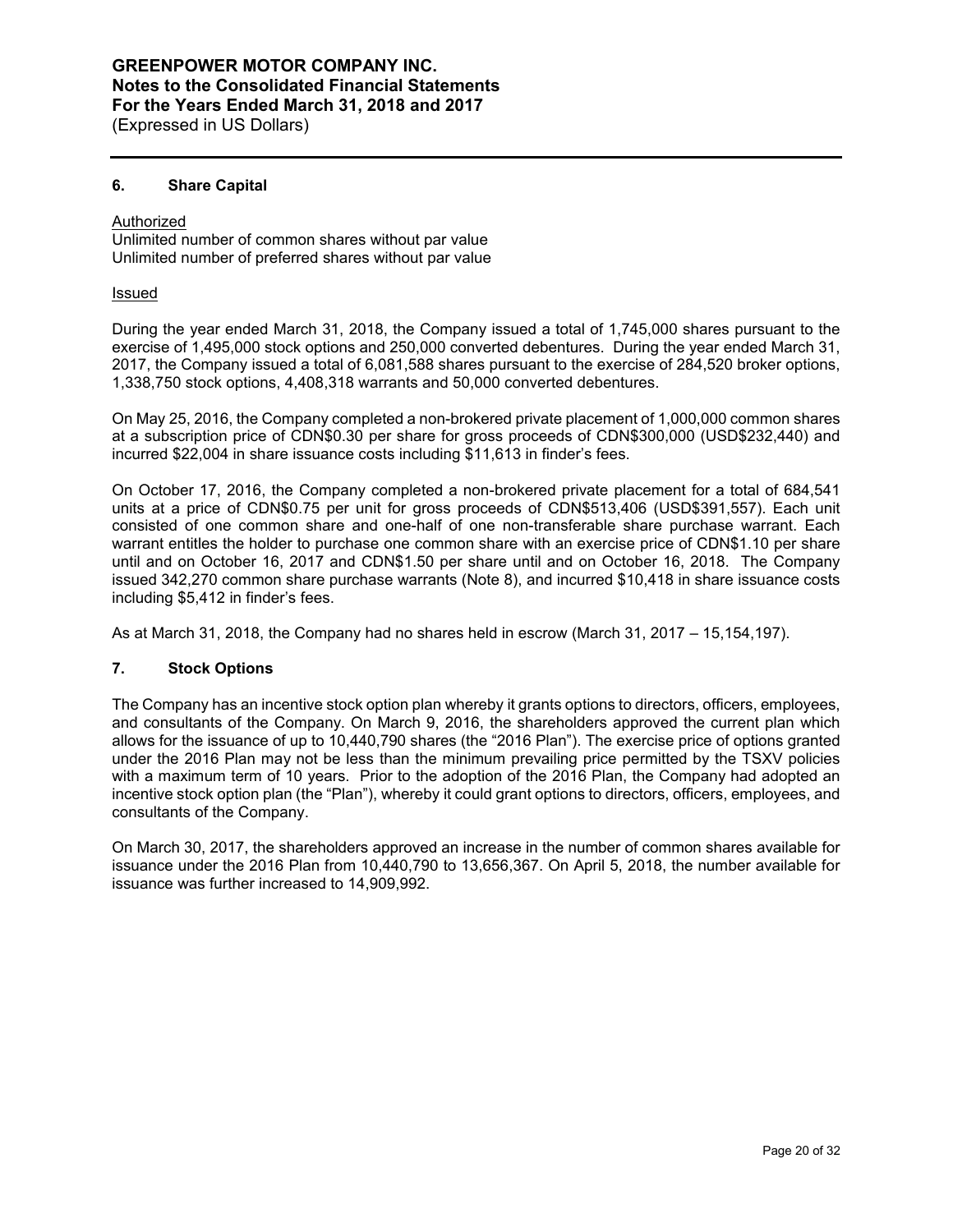## 6. Share Capital

Authorized

Unlimited number of common shares without par value
Unlimited number of preferred shares without par value

Issued

During the year ended March 31, 2018, the Company issued a total of 1,745,000 shares pursuant to the exercise of 1,495,000 stock options and 250,000 converted debentures. During the year ended March 31, 2017, the Company issued a total of 6,081,588 shares pursuant to the exercise of 284,520 broker options, 1,338,750 stock options, 4,408,318 warrants and 50,000 converted debentures.

On May 25, 2016, the Company completed a non-brokered private placement of 1,000,000 common shares at a subscription price of CDN$0.30 per share for gross proceeds of CDN$300,000 (USD$232,440) and incurred $22,004 in share issuance costs including $11,613 in finder's fees.

On October 17, 2016, the Company completed a non-brokered private placement for a total of 684,541 units at a price of CDN$0.75 per unit for gross proceeds of CDN$513,406 (USD$391,557). Each unit consisted of one common share and one-half of one non-transferable share purchase warrant. Each warrant entitles the holder to purchase one common share with an exercise price of CDN$1.10 per share until and on October 16, 2017 and CDN$1.50 per share until and on October 16, 2018. The Company issued 342,270 common share purchase warrants (Note 8), and incurred $10,418 in share issuance costs including $5,412 in finder's fees.

As at March 31, 2018, the Company had no shares held in escrow (March 31, 2017 – 15,154,197).

## 7. Stock Options

The Company has an incentive stock option plan whereby it grants options to directors, officers, employees, and consultants of the Company. On March 9, 2016, the shareholders approved the current plan which allows for the issuance of up to 10,440,790 shares (the "2016 Plan"). The exercise price of options granted under the 2016 Plan may not be less than the minimum prevailing price permitted by the TSXV policies with a maximum term of 10 years. Prior to the adoption of the 2016 Plan, the Company had adopted an incentive stock option plan (the "Plan"), whereby it could grant options to directors, officers, employees, and consultants of the Company.

On March 30, 2017, the shareholders approved an increase in the number of common shares available for issuance under the 2016 Plan from 10,440,790 to 13,656,367. On April 5, 2018, the number available for issuance was further increased to 14,909,992.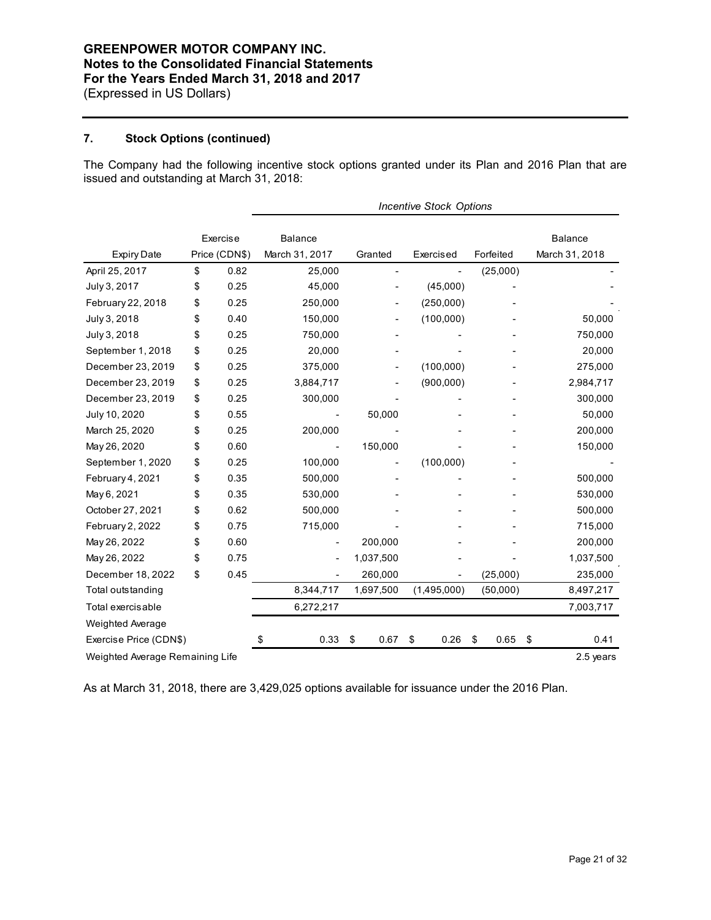## 7. Stock Options (continued)

The Company had the following incentive stock options granted under its Plan and 2016 Plan that are issued and outstanding at March 31, 2018:

| | | *Incentive Stock Options* | | | | |
|---|---|---|---|---|---|---|
| Expiry Date | Exercise Price (CDN$) | Balance March 31, 2017 | Granted | Exercised | Forfeited | Balance March 31, 2018 |
| April 25, 2017 | $ 0.82 | 25,000 | - | - | (25,000) | - |
| July 3, 2017 | $ 0.25 | 45,000 | - | (45,000) | - | - |
| February 22, 2018 | $ 0.25 | 250,000 | - | (250,000) | - | - |
| July 3, 2018 | $ 0.40 | 150,000 | - | (100,000) | - | 50,000 |
| July 3, 2018 | $ 0.25 | 750,000 | - | - | - | 750,000 |
| September 1, 2018 | $ 0.25 | 20,000 | - | - | - | 20,000 |
| December 23, 2019 | $ 0.25 | 375,000 | - | (100,000) | - | 275,000 |
| December 23, 2019 | $ 0.25 | 3,884,717 | - | (900,000) | - | 2,984,717 |
| December 23, 2019 | $ 0.25 | 300,000 | - | - | - | 300,000 |
| July 10, 2020 | $ 0.55 | - | 50,000 | - | - | 50,000 |
| March 25, 2020 | $ 0.25 | 200,000 | - | - | - | 200,000 |
| May 26, 2020 | $ 0.60 | - | 150,000 | - | - | 150,000 |
| September 1, 2020 | $ 0.25 | 100,000 | - | (100,000) | - | - |
| February 4, 2021 | $ 0.35 | 500,000 | - | - | - | 500,000 |
| May 6, 2021 | $ 0.35 | 530,000 | - | - | - | 530,000 |
| October 27, 2021 | $ 0.62 | 500,000 | - | - | - | 500,000 |
| February 2, 2022 | $ 0.75 | 715,000 | - | - | - | 715,000 |
| May 26, 2022 | $ 0.60 | - | 200,000 | - | - | 200,000 |
| May 26, 2022 | $ 0.75 | - | 1,037,500 | - | - | 1,037,500 |
| December 18, 2022 | $ 0.45 | - | 260,000 | - | (25,000) | 235,000 |
| Total outstanding | | 8,344,717 | 1,697,500 | (1,495,000) | (50,000) | 8,497,217 |
| Total exercisable | | 6,272,217 | | | | 7,003,717 |
| Weighted Average Exercise Price (CDN$) | | $ 0.33 | $ 0.67 | $ 0.26 | $ 0.65 | $ 0.41 |
| Weighted Average Remaining Life | | | | | | 2.5 years |

As at March 31, 2018, there are 3,429,025 options available for issuance under the 2016 Plan.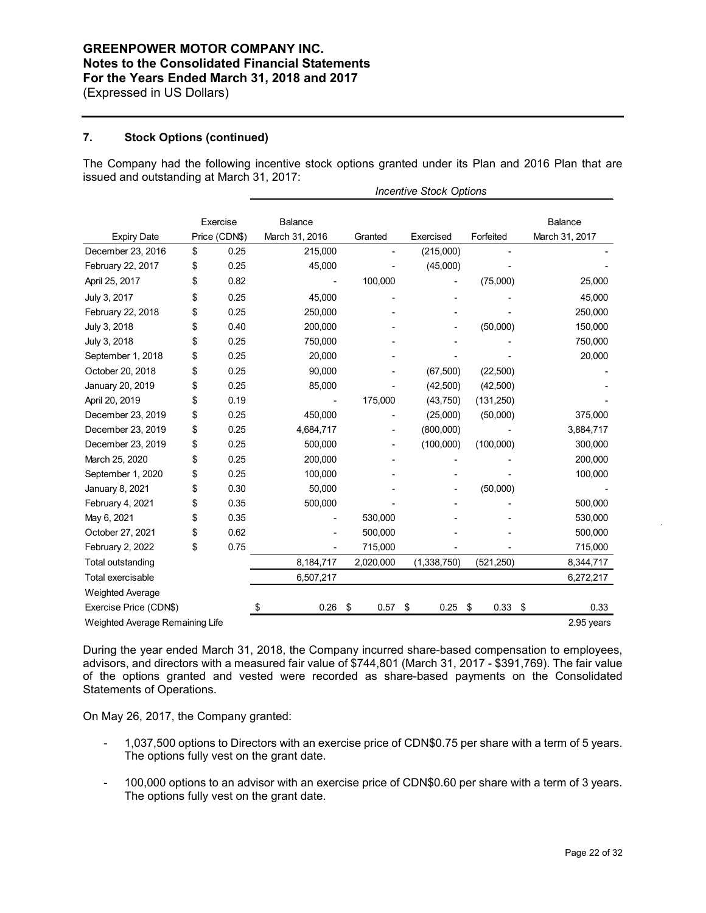## 7. Stock Options (continued)

The Company had the following incentive stock options granted under its Plan and 2016 Plan that are issued and outstanding at March 31, 2017:

| | | *Incentive Stock Options* | | | | |
|---|---|---|---|---|---|---|
| Expiry Date | Exercise Price (CDN$) | Balance March 31, 2016 | Granted | Exercised | Forfeited | Balance March 31, 2017 |
| December 23, 2016 | $ 0.25 | 215,000 | - | (215,000) | - | - |
| February 22, 2017 | $ 0.25 | 45,000 | - | (45,000) | - | - |
| April 25, 2017 | $ 0.82 | - | 100,000 | - | (75,000) | 25,000 |
| July 3, 2017 | $ 0.25 | 45,000 | - | - | - | 45,000 |
| February 22, 2018 | $ 0.25 | 250,000 | - | - | - | 250,000 |
| July 3, 2018 | $ 0.40 | 200,000 | - | - | (50,000) | 150,000 |
| July 3, 2018 | $ 0.25 | 750,000 | - | - | - | 750,000 |
| September 1, 2018 | $ 0.25 | 20,000 | - | - | - | 20,000 |
| October 20, 2018 | $ 0.25 | 90,000 | - | (67,500) | (22,500) | - |
| January 20, 2019 | $ 0.25 | 85,000 | - | (42,500) | (42,500) | - |
| April 20, 2019 | $ 0.19 | - | 175,000 | (43,750) | (131,250) | - |
| December 23, 2019 | $ 0.25 | 450,000 | - | (25,000) | (50,000) | 375,000 |
| December 23, 2019 | $ 0.25 | 4,684,717 | - | (800,000) | - | 3,884,717 |
| December 23, 2019 | $ 0.25 | 500,000 | - | (100,000) | (100,000) | 300,000 |
| March 25, 2020 | $ 0.25 | 200,000 | - | - | - | 200,000 |
| September 1, 2020 | $ 0.25 | 100,000 | - | - | - | 100,000 |
| January 8, 2021 | $ 0.30 | 50,000 | - | - | (50,000) | - |
| February 4, 2021 | $ 0.35 | 500,000 | - | - | - | 500,000 |
| May 6, 2021 | $ 0.35 | - | 530,000 | - | - | 530,000 |
| October 27, 2021 | $ 0.62 | - | 500,000 | - | - | 500,000 |
| February 2, 2022 | $ 0.75 | - | 715,000 | - | - | 715,000 |
| Total outstanding | | 8,184,717 | 2,020,000 | (1,338,750) | (521,250) | 8,344,717 |
| Total exercisable | | 6,507,217 | | | | 6,272,217 |
| Weighted Average Exercise Price (CDN$) | | $ 0.26 | $ 0.57 | $ 0.25 | $ 0.33 | $ 0.33 |
| Weighted Average Remaining Life | | | | | | 2.95 years |

During the year ended March 31, 2018, the Company incurred share-based compensation to employees, advisors, and directors with a measured fair value of $744,801 (March 31, 2017 - $391,769). The fair value of the options granted and vested were recorded as share-based payments on the Consolidated Statements of Operations.

On May 26, 2017, the Company granted:

- 1,037,500 options to Directors with an exercise price of CDN$0.75 per share with a term of 5 years. The options fully vest on the grant date.
- 100,000 options to an advisor with an exercise price of CDN$0.60 per share with a term of 3 years. The options fully vest on the grant date.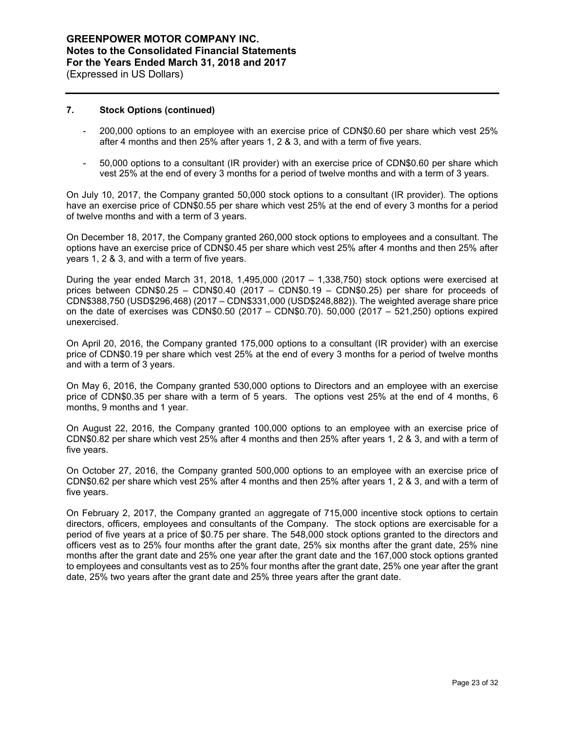## 7. Stock Options (continued)

- 200,000 options to an employee with an exercise price of CDN$0.60 per share which vest 25% after 4 months and then 25% after years 1, 2 & 3, and with a term of five years.
- 50,000 options to a consultant (IR provider) with an exercise price of CDN$0.60 per share which vest 25% at the end of every 3 months for a period of twelve months and with a term of 3 years.

On July 10, 2017, the Company granted 50,000 stock options to a consultant (IR provider). The options have an exercise price of CDN$0.55 per share which vest 25% at the end of every 3 months for a period of twelve months and with a term of 3 years.

On December 18, 2017, the Company granted 260,000 stock options to employees and a consultant. The options have an exercise price of CDN$0.45 per share which vest 25% after 4 months and then 25% after years 1, 2 & 3, and with a term of five years.

During the year ended March 31, 2018, 1,495,000 (2017 – 1,338,750) stock options were exercised at prices between CDN$0.25 – CDN$0.40 (2017 – CDN$0.19 – CDN$0.25) per share for proceeds of CDN$388,750 (USD$296,468) (2017 – CDN$331,000 (USD$248,882)). The weighted average share price on the date of exercises was CDN$0.50 (2017 – CDN$0.70). 50,000 (2017 – 521,250) options expired unexercised.

On April 20, 2016, the Company granted 175,000 options to a consultant (IR provider) with an exercise price of CDN$0.19 per share which vest 25% at the end of every 3 months for a period of twelve months and with a term of 3 years.

On May 6, 2016, the Company granted 530,000 options to Directors and an employee with an exercise price of CDN$0.35 per share with a term of 5 years. The options vest 25% at the end of 4 months, 6 months, 9 months and 1 year.

On August 22, 2016, the Company granted 100,000 options to an employee with an exercise price of CDN$0.82 per share which vest 25% after 4 months and then 25% after years 1, 2 & 3, and with a term of five years.

On October 27, 2016, the Company granted 500,000 options to an employee with an exercise price of CDN$0.62 per share which vest 25% after 4 months and then 25% after years 1, 2 & 3, and with a term of five years.

On February 2, 2017, the Company granted an aggregate of 715,000 incentive stock options to certain directors, officers, employees and consultants of the Company. The stock options are exercisable for a period of five years at a price of $0.75 per share. The 548,000 stock options granted to the directors and officers vest as to 25% four months after the grant date, 25% six months after the grant date, 25% nine months after the grant date and 25% one year after the grant date and the 167,000 stock options granted to employees and consultants vest as to 25% four months after the grant date, 25% one year after the grant date, 25% two years after the grant date and 25% three years after the grant date.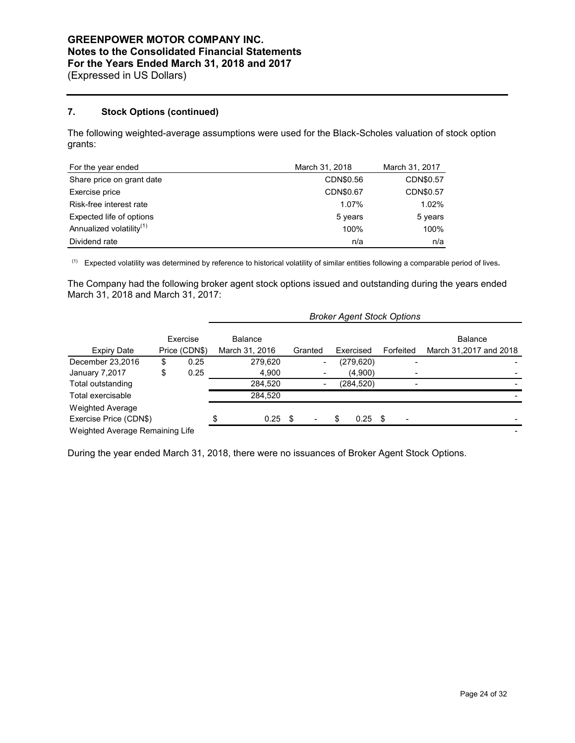## 7. Stock Options (continued)

The following weighted-average assumptions were used for the Black-Scholes valuation of stock option grants:

| For the year ended | March 31, 2018 | March 31, 2017 |
|---|---|---|
| Share price on grant date | CDN$0.56 | CDN$0.57 |
| Exercise price | CDN$0.67 | CDN$0.57 |
| Risk-free interest rate | 1.07% | 1.02% |
| Expected life of options | 5 years | 5 years |
| Annualized volatility[1] | 100% | 100% |
| Dividend rate | n/a | n/a |

[1] Expected volatility was determined by reference to historical volatility of similar entities following a comparable period of lives.

The Company had the following broker agent stock options issued and outstanding during the years ended March 31, 2018 and March 31, 2017:

| | | *Broker Agent Stock Options* | | | | |
|---|---|---|---|---|---|---|
| Expiry Date | Exercise Price (CDN$) | Balance March 31, 2016 | Granted | Exercised | Forfeited | Balance March 31,2017 and 2018 |
| December 23,2016 | $ 0.25 | 279,620 | - | (279,620) | - | - |
| January 7,2017 | $ 0.25 | 4,900 | - | (4,900) | - | - |
| Total outstanding | | 284,520 | - | (284,520) | - | - |
| Total exercisable | | 284,520 | | | | - |
| Weighted Average Exercise Price (CDN$) | | $ 0.25 | $ - | $ 0.25 | $ - | - |
| Weighted Average Remaining Life | | | | | | - |

During the year ended March 31, 2018, there were no issuances of Broker Agent Stock Options.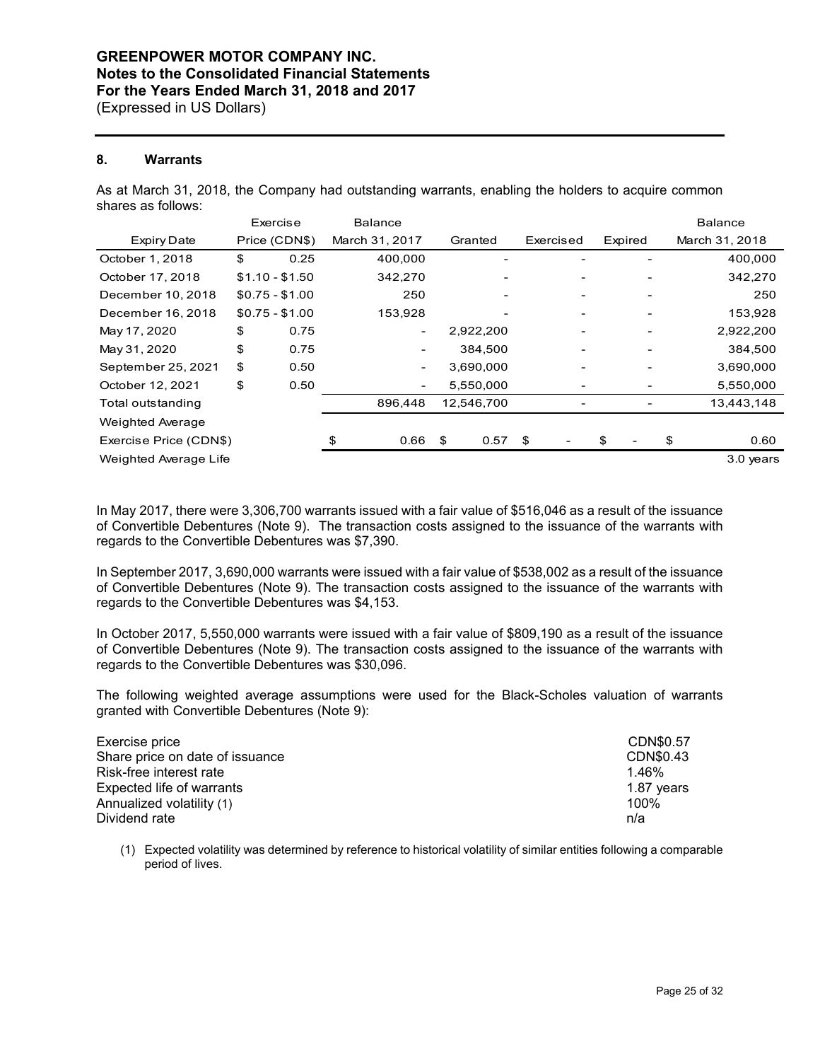## 8. Warrants

As at March 31, 2018, the Company had outstanding warrants, enabling the holders to acquire common shares as follows:

| Expiry Date | Exercise Price (CDN$) | Balance March 31, 2017 | Granted | Exercised | Expired | Balance March 31, 2018 |
|---|---|---|---|---|---|---|
| October 1, 2018 | $ 0.25 | 400,000 | - | - | - | 400,000 |
| October 17, 2018 | $1.10 - $1.50 | 342,270 | - | - | - | 342,270 |
| December 10, 2018 | $0.75 - $1.00 | 250 | - | - | - | 250 |
| December 16, 2018 | $0.75 - $1.00 | 153,928 | - | - | - | 153,928 |
| May 17, 2020 | $ 0.75 | - | 2,922,200 | - | - | 2,922,200 |
| May 31, 2020 | $ 0.75 | - | 384,500 | - | - | 384,500 |
| September 25, 2021 | $ 0.50 | - | 3,690,000 | - | - | 3,690,000 |
| October 12, 2021 | $ 0.50 | - | 5,550,000 | - | - | 5,550,000 |
| Total outstanding | | 896,448 | 12,546,700 | - | - | 13,443,148 |
| Weighted Average Exercise Price (CDN$) | | $ 0.66 | $ 0.57 | $ - | $ - | $ 0.60 |
| Weighted Average Life | | | | | | 3.0 years |

In May 2017, there were 3,306,700 warrants issued with a fair value of $516,046 as a result of the issuance of Convertible Debentures (Note 9). The transaction costs assigned to the issuance of the warrants with regards to the Convertible Debentures was $7,390.

In September 2017, 3,690,000 warrants were issued with a fair value of $538,002 as a result of the issuance of Convertible Debentures (Note 9). The transaction costs assigned to the issuance of the warrants with regards to the Convertible Debentures was $4,153.

In October 2017, 5,550,000 warrants were issued with a fair value of $809,190 as a result of the issuance of Convertible Debentures (Note 9). The transaction costs assigned to the issuance of the warrants with regards to the Convertible Debentures was $30,096.

The following weighted average assumptions were used for the Black-Scholes valuation of warrants granted with Convertible Debentures (Note 9):

| | |
|---|---|
| Exercise price | CDN$0.57 |
| Share price on date of issuance | CDN$0.43 |
| Risk-free interest rate | 1.46% |
| Expected life of warrants | 1.87 years |
| Annualized volatility (1) | 100% |
| Dividend rate | n/a |

(1) Expected volatility was determined by reference to historical volatility of similar entities following a comparable period of lives.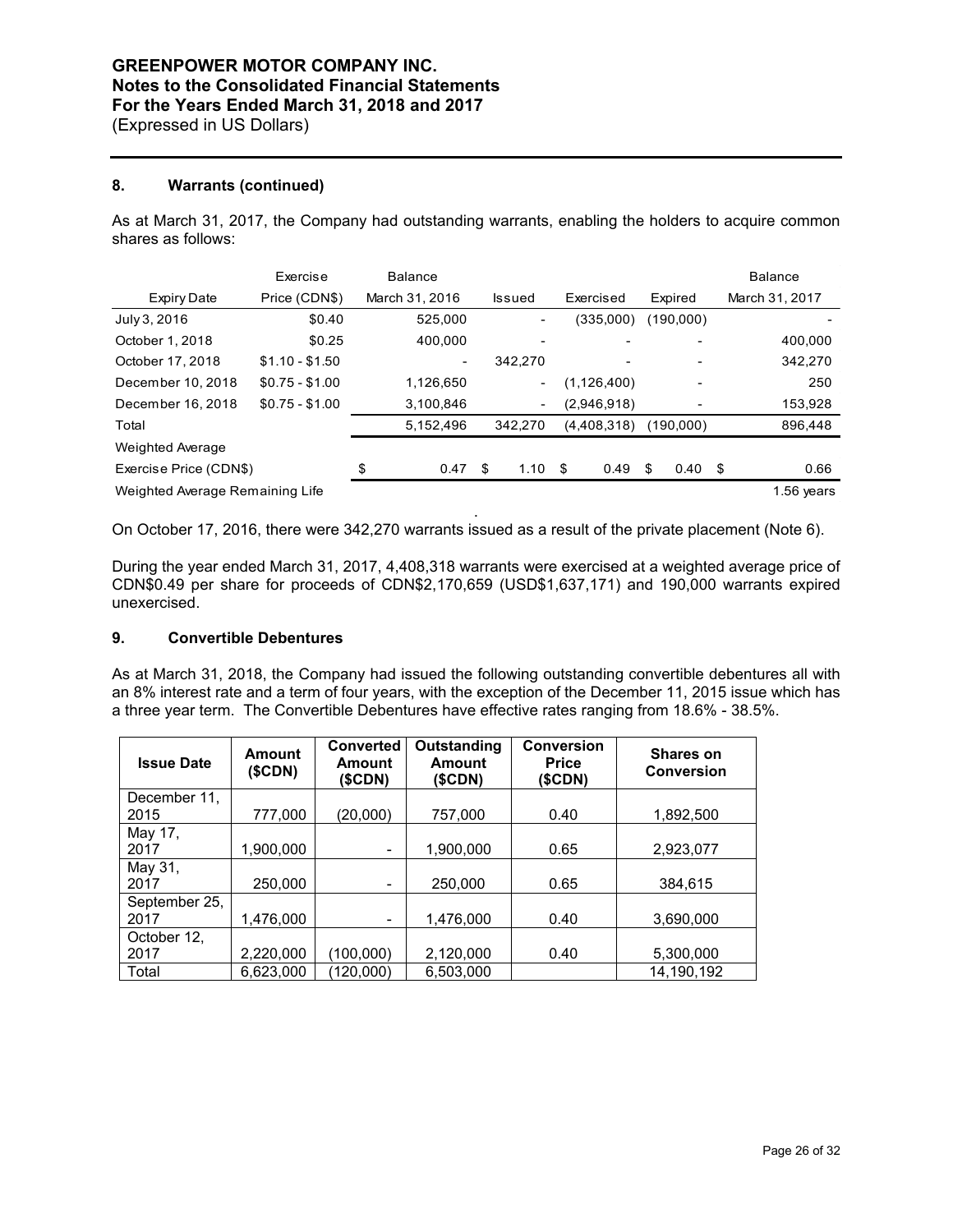## 8. Warrants (continued)

As at March 31, 2017, the Company had outstanding warrants, enabling the holders to acquire common shares as follows:

| Expiry Date | Exercise Price (CDN$) | Balance March 31, 2016 | Issued | Exercised | Expired | Balance March 31, 2017 |
|---|---|---|---|---|---|---|
| July 3, 2016 | $0.40 | 525,000 | - | (335,000) | (190,000) | - |
| October 1, 2018 | $0.25 | 400,000 | - | - | - | 400,000 |
| October 17, 2018 | $1.10 - $1.50 | - | 342,270 | - | - | 342,270 |
| December 10, 2018 | $0.75 - $1.00 | 1,126,650 | - | (1,126,400) | - | 250 |
| December 16, 2018 | $0.75 - $1.00 | 3,100,846 | - | (2,946,918) | - | 153,928 |
| Total | | 5,152,496 | 342,270 | (4,408,318) | (190,000) | 896,448 |
| Weighted Average Exercise Price (CDN$) | | $ 0.47 | $ 1.10 | $ 0.49 | $ 0.40 | $ 0.66 |
| Weighted Average Remaining Life | | | | | | 1.56 years |

On October 17, 2016, there were 342,270 warrants issued as a result of the private placement (Note 6).

During the year ended March 31, 2017, 4,408,318 warrants were exercised at a weighted average price of CDN$0.49 per share for proceeds of CDN$2,170,659 (USD$1,637,171) and 190,000 warrants expired unexercised.

## 9. Convertible Debentures

As at March 31, 2018, the Company had issued the following outstanding convertible debentures all with an 8% interest rate and a term of four years, with the exception of the December 11, 2015 issue which has a three year term. The Convertible Debentures have effective rates ranging from 18.6% - 38.5%.

| Issue Date | Amount ($CDN) | Converted Amount ($CDN) | Outstanding Amount ($CDN) | Conversion Price ($CDN) | Shares on Conversion |
|---|---|---|---|---|---|
| December 11, 2015 | 777,000 | (20,000) | 757,000 | 0.40 | 1,892,500 |
| May 17, 2017 | 1,900,000 | - | 1,900,000 | 0.65 | 2,923,077 |
| May 31, 2017 | 250,000 | - | 250,000 | 0.65 | 384,615 |
| September 25, 2017 | 1,476,000 | - | 1,476,000 | 0.40 | 3,690,000 |
| October 12, 2017 | 2,220,000 | (100,000) | 2,120,000 | 0.40 | 5,300,000 |
| Total | 6,623,000 | (120,000) | 6,503,000 | | 14,190,192 |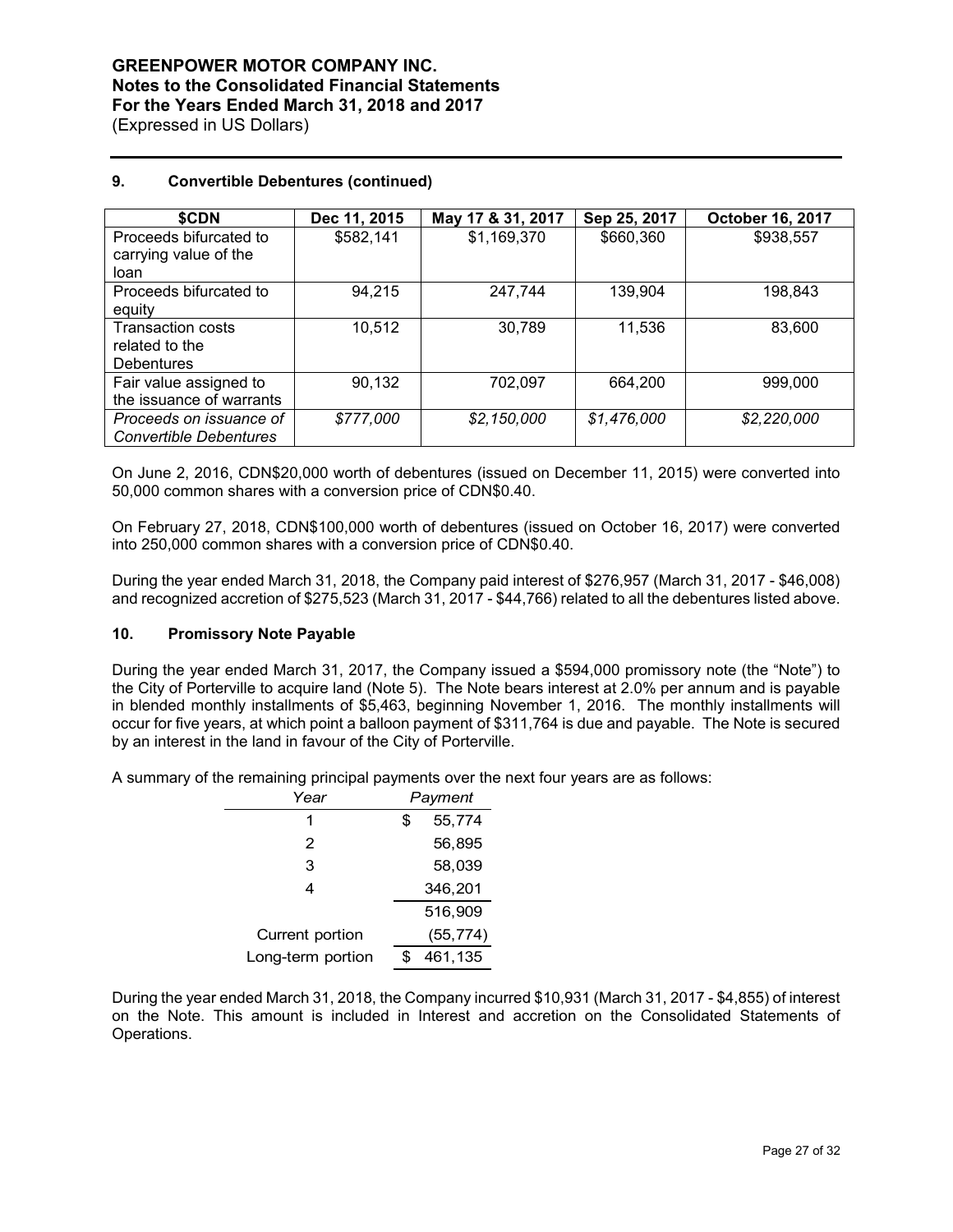## 9. Convertible Debentures (continued)

| $CDN | Dec 11, 2015 | May 17 & 31, 2017 | Sep 25, 2017 | October 16, 2017 |
|---|---|---|---|---|
| Proceeds bifurcated to carrying value of the loan | $582,141 | $1,169,370 | $660,360 | $938,557 |
| Proceeds bifurcated to equity | 94,215 | 247,744 | 139,904 | 198,843 |
| Transaction costs related to the Debentures | 10,512 | 30,789 | 11,536 | 83,600 |
| Fair value assigned to the issuance of warrants | 90,132 | 702,097 | 664,200 | 999,000 |
| *Proceeds on issuance of Convertible Debentures* | *$777,000* | *$2,150,000* | *$1,476,000* | *$2,220,000* |

On June 2, 2016, CDN$20,000 worth of debentures (issued on December 11, 2015) were converted into 50,000 common shares with a conversion price of CDN$0.40.

On February 27, 2018, CDN$100,000 worth of debentures (issued on October 16, 2017) were converted into 250,000 common shares with a conversion price of CDN$0.40.

During the year ended March 31, 2018, the Company paid interest of $276,957 (March 31, 2017 - $46,008) and recognized accretion of $275,523 (March 31, 2017 - $44,766) related to all the debentures listed above.

## 10. Promissory Note Payable

During the year ended March 31, 2017, the Company issued a $594,000 promissory note (the "Note") to the City of Porterville to acquire land (Note 5). The Note bears interest at 2.0% per annum and is payable in blended monthly installments of $5,463, beginning November 1, 2016. The monthly installments will occur for five years, at which point a balloon payment of $311,764 is due and payable. The Note is secured by an interest in the land in favour of the City of Porterville.

A summary of the remaining principal payments over the next four years are as follows:

| *Year* | *Payment* |
|---|---|
| 1 | $ 55,774 |
| 2 | 56,895 |
| 3 | 58,039 |
| 4 | 346,201 |
| | 516,909 |
| Current portion | (55,774) |
| Long-term portion | $ 461,135 |

During the year ended March 31, 2018, the Company incurred $10,931 (March 31, 2017 - $4,855) of interest on the Note. This amount is included in Interest and accretion on the Consolidated Statements of Operations.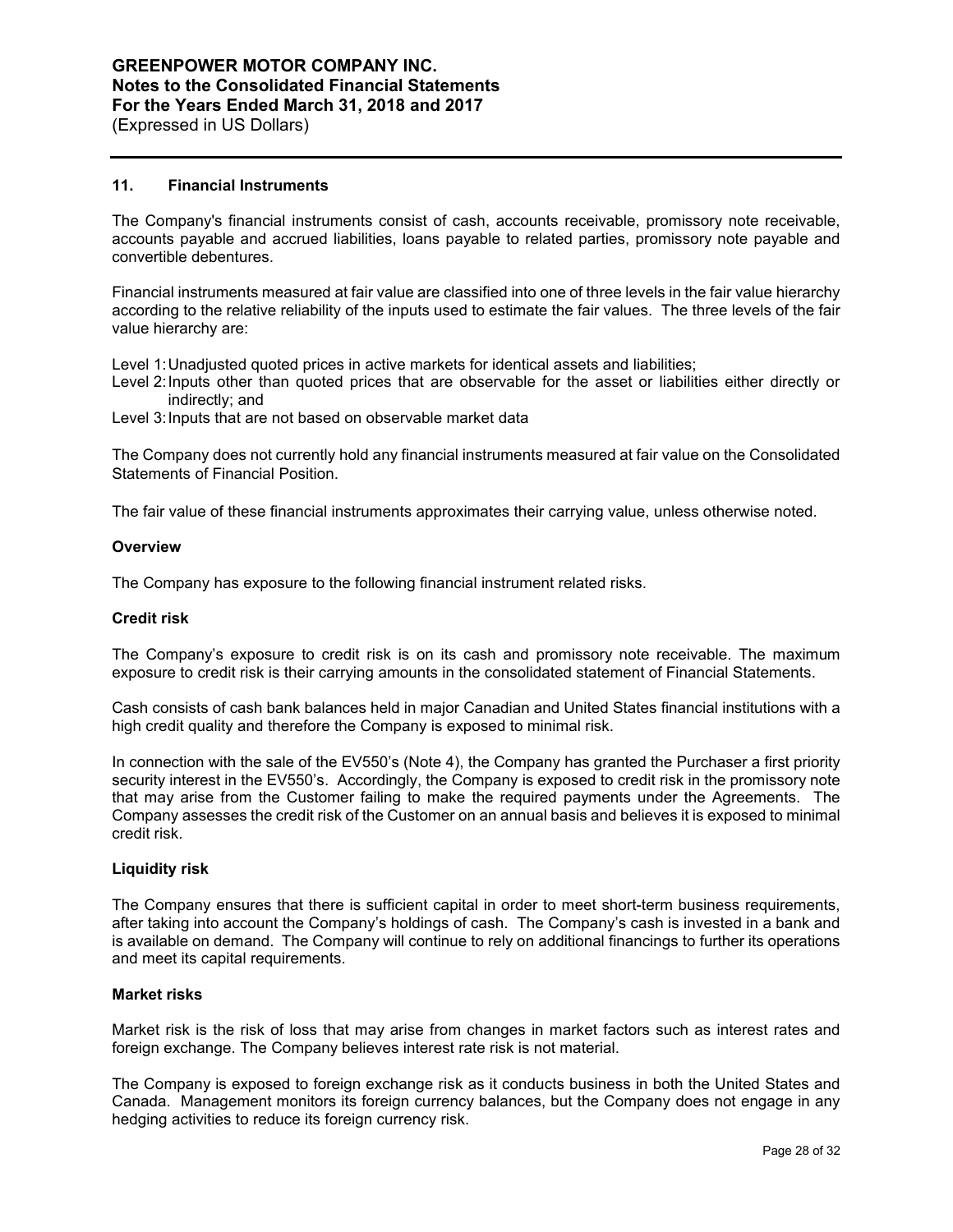**GREENPOWER MOTOR COMPANY INC.**
**Notes to the Consolidated Financial Statements**
**For the Years Ended March 31, 2018 and 2017**
(Expressed in US Dollars)

## 11. Financial Instruments

The Company's financial instruments consist of cash, accounts receivable, promissory note receivable, accounts payable and accrued liabilities, loans payable to related parties, promissory note payable and convertible debentures.

Financial instruments measured at fair value are classified into one of three levels in the fair value hierarchy according to the relative reliability of the inputs used to estimate the fair values. The three levels of the fair value hierarchy are:

Level 1: Unadjusted quoted prices in active markets for identical assets and liabilities;
Level 2: Inputs other than quoted prices that are observable for the asset or liabilities either directly or indirectly; and
Level 3: Inputs that are not based on observable market data

The Company does not currently hold any financial instruments measured at fair value on the Consolidated Statements of Financial Position.

The fair value of these financial instruments approximates their carrying value, unless otherwise noted.

### Overview

The Company has exposure to the following financial instrument related risks.

### Credit risk

The Company's exposure to credit risk is on its cash and promissory note receivable. The maximum exposure to credit risk is their carrying amounts in the consolidated statement of Financial Statements.

Cash consists of cash bank balances held in major Canadian and United States financial institutions with a high credit quality and therefore the Company is exposed to minimal risk.

In connection with the sale of the EV550's (Note 4), the Company has granted the Purchaser a first priority security interest in the EV550's. Accordingly, the Company is exposed to credit risk in the promissory note that may arise from the Customer failing to make the required payments under the Agreements. The Company assesses the credit risk of the Customer on an annual basis and believes it is exposed to minimal credit risk.

### Liquidity risk

The Company ensures that there is sufficient capital in order to meet short-term business requirements, after taking into account the Company's holdings of cash. The Company's cash is invested in a bank and is available on demand. The Company will continue to rely on additional financings to further its operations and meet its capital requirements.

### Market risks

Market risk is the risk of loss that may arise from changes in market factors such as interest rates and foreign exchange. The Company believes interest rate risk is not material.

The Company is exposed to foreign exchange risk as it conducts business in both the United States and Canada. Management monitors its foreign currency balances, but the Company does not engage in any hedging activities to reduce its foreign currency risk.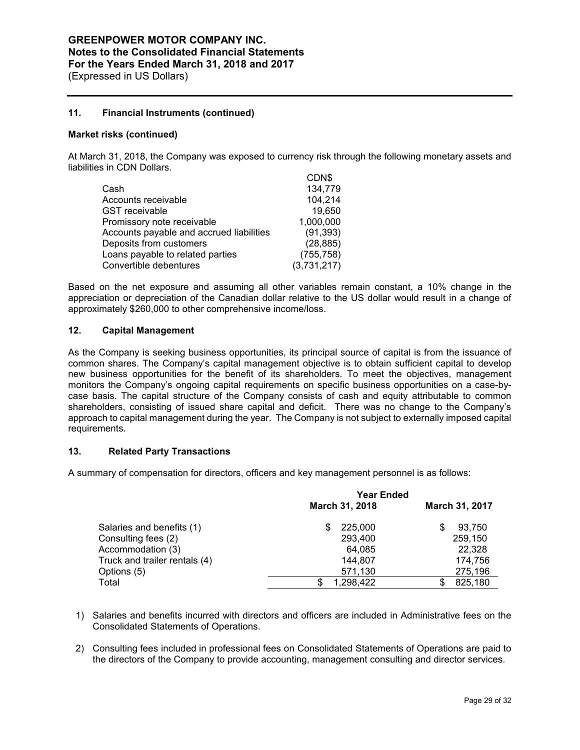### 11. Financial Instruments (continued)

**Market risks (continued)**

At March 31, 2018, the Company was exposed to currency risk through the following monetary assets and liabilities in CDN Dollars.

| | CDN$ |
|---|---|
| Cash | 134,779 |
| Accounts receivable | 104,214 |
| GST receivable | 19,650 |
| Promissory note receivable | 1,000,000 |
| Accounts payable and accrued liabilities | (91,393) |
| Deposits from customers | (28,885) |
| Loans payable to related parties | (755,758) |
| Convertible debentures | (3,731,217) |

Based on the net exposure and assuming all other variables remain constant, a 10% change in the appreciation or depreciation of the Canadian dollar relative to the US dollar would result in a change of approximately $260,000 to other comprehensive income/loss.

### 12. Capital Management

As the Company is seeking business opportunities, its principal source of capital is from the issuance of common shares. The Company's capital management objective is to obtain sufficient capital to develop new business opportunities for the benefit of its shareholders. To meet the objectives, management monitors the Company's ongoing capital requirements on specific business opportunities on a case-by-case basis. The capital structure of the Company consists of cash and equity attributable to common shareholders, consisting of issued share capital and deficit. There was no change to the Company's approach to capital management during the year. The Company is not subject to externally imposed capital requirements.

### 13. Related Party Transactions

A summary of compensation for directors, officers and key management personnel is as follows:

| | Year Ended March 31, 2018 | Year Ended March 31, 2017 |
|---|---|---|
| Salaries and benefits (1) | $ 225,000 | $ 93,750 |
| Consulting fees (2) | 293,400 | 259,150 |
| Accommodation (3) | 64,085 | 22,328 |
| Truck and trailer rentals (4) | 144,807 | 174,756 |
| Options (5) | 571,130 | 275,196 |
| Total | $ 1,298,422 | $ 825,180 |

1) Salaries and benefits incurred with directors and officers are included in Administrative fees on the Consolidated Statements of Operations.

2) Consulting fees included in professional fees on Consolidated Statements of Operations are paid to the directors of the Company to provide accounting, management consulting and director services.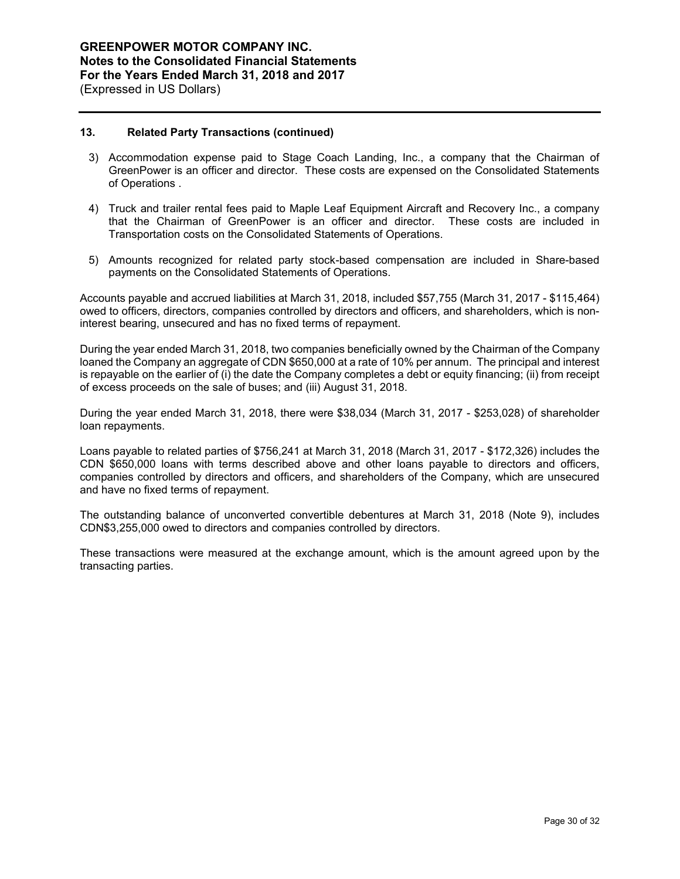### 13. Related Party Transactions (continued)

3) Accommodation expense paid to Stage Coach Landing, Inc., a company that the Chairman of GreenPower is an officer and director. These costs are expensed on the Consolidated Statements of Operations .

4) Truck and trailer rental fees paid to Maple Leaf Equipment Aircraft and Recovery Inc., a company that the Chairman of GreenPower is an officer and director. These costs are included in Transportation costs on the Consolidated Statements of Operations.

5) Amounts recognized for related party stock-based compensation are included in Share-based payments on the Consolidated Statements of Operations.

Accounts payable and accrued liabilities at March 31, 2018, included $57,755 (March 31, 2017 - $115,464) owed to officers, directors, companies controlled by directors and officers, and shareholders, which is non-interest bearing, unsecured and has no fixed terms of repayment.

During the year ended March 31, 2018, two companies beneficially owned by the Chairman of the Company loaned the Company an aggregate of CDN $650,000 at a rate of 10% per annum. The principal and interest is repayable on the earlier of (i) the date the Company completes a debt or equity financing; (ii) from receipt of excess proceeds on the sale of buses; and (iii) August 31, 2018.

During the year ended March 31, 2018, there were $38,034 (March 31, 2017 - $253,028) of shareholder loan repayments.

Loans payable to related parties of $756,241 at March 31, 2018 (March 31, 2017 - $172,326) includes the CDN $650,000 loans with terms described above and other loans payable to directors and officers, companies controlled by directors and officers, and shareholders of the Company, which are unsecured and have no fixed terms of repayment.

The outstanding balance of unconverted convertible debentures at March 31, 2018 (Note 9), includes CDN$3,255,000 owed to directors and companies controlled by directors.

These transactions were measured at the exchange amount, which is the amount agreed upon by the transacting parties.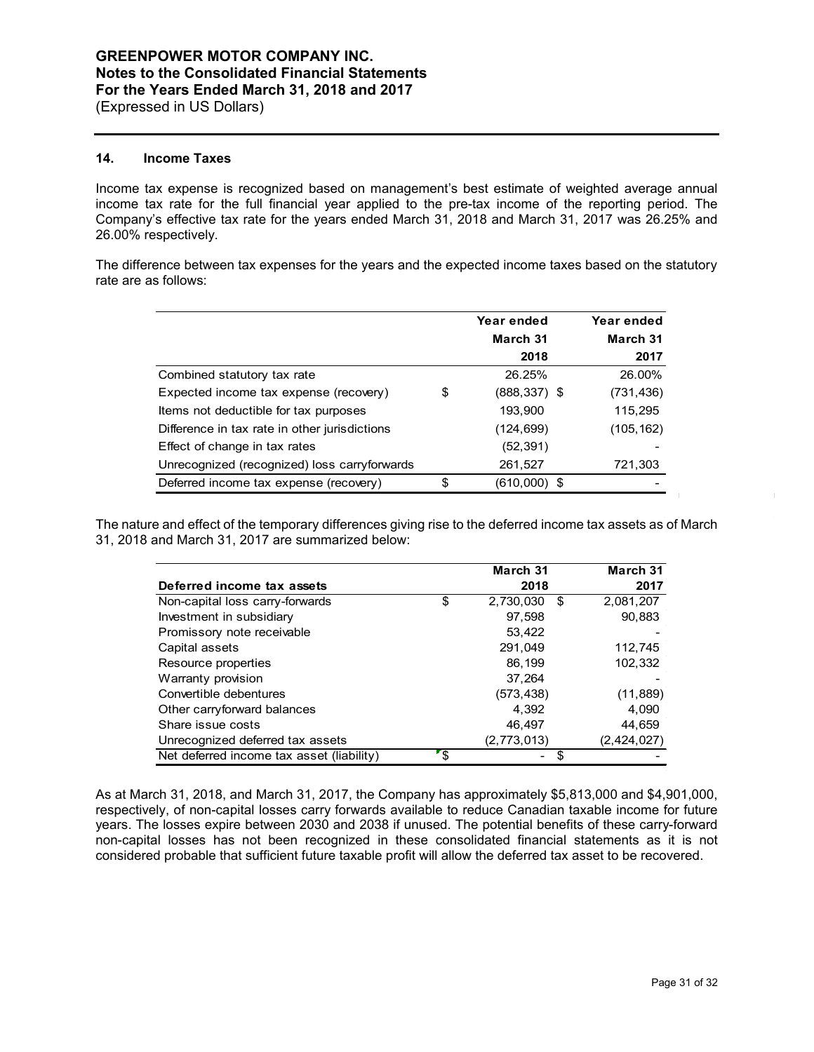# GREENPOWER MOTOR COMPANY INC.
## Notes to the Consolidated Financial Statements
## For the Years Ended March 31, 2018 and 2017
(Expressed in US Dollars)

### 14. Income Taxes

Income tax expense is recognized based on management's best estimate of weighted average annual income tax rate for the full financial year applied to the pre-tax income of the reporting period. The Company's effective tax rate for the years ended March 31, 2018 and March 31, 2017 was 26.25% and 26.00% respectively.

The difference between tax expenses for the years and the expected income taxes based on the statutory rate are as follows:

| | Year ended March 31 2018 | Year ended March 31 2017 |
|---|---|---|
| Combined statutory tax rate | 26.25% | 26.00% |
| Expected income tax expense (recovery) | $ (888,337) | $ (731,436) |
| Items not deductible for tax purposes | 193,900 | 115,295 |
| Difference in tax rate in other jurisdictions | (124,699) | (105,162) |
| Effect of change in tax rates | (52,391) | - |
| Unrecognized (recognized) loss carryforwards | 261,527 | 721,303 |
| Deferred income tax expense (recovery) | $ (610,000) | $ - |

The nature and effect of the temporary differences giving rise to the deferred income tax assets as of March 31, 2018 and March 31, 2017 are summarized below:

| Deferred income tax assets | March 31 2018 | March 31 2017 |
|---|---|---|
| Non-capital loss carry-forwards | $ 2,730,030 | $ 2,081,207 |
| Investment in subsidiary | 97,598 | 90,883 |
| Promissory note receivable | 53,422 | - |
| Capital assets | 291,049 | 112,745 |
| Resource properties | 86,199 | 102,332 |
| Warranty provision | 37,264 | - |
| Convertible debentures | (573,438) | (11,889) |
| Other carryforward balances | 4,392 | 4,090 |
| Share issue costs | 46,497 | 44,659 |
| Unrecognized deferred tax assets | (2,773,013) | (2,424,027) |
| Net deferred income tax asset (liability) | $ - | $ - |

As at March 31, 2018, and March 31, 2017, the Company has approximately $5,813,000 and $4,901,000, respectively, of non-capital losses carry forwards available to reduce Canadian taxable income for future years. The losses expire between 2030 and 2038 if unused. The potential benefits of these carry-forward non-capital losses has not been recognized in these consolidated financial statements as it is not considered probable that sufficient future taxable profit will allow the deferred tax asset to be recovered.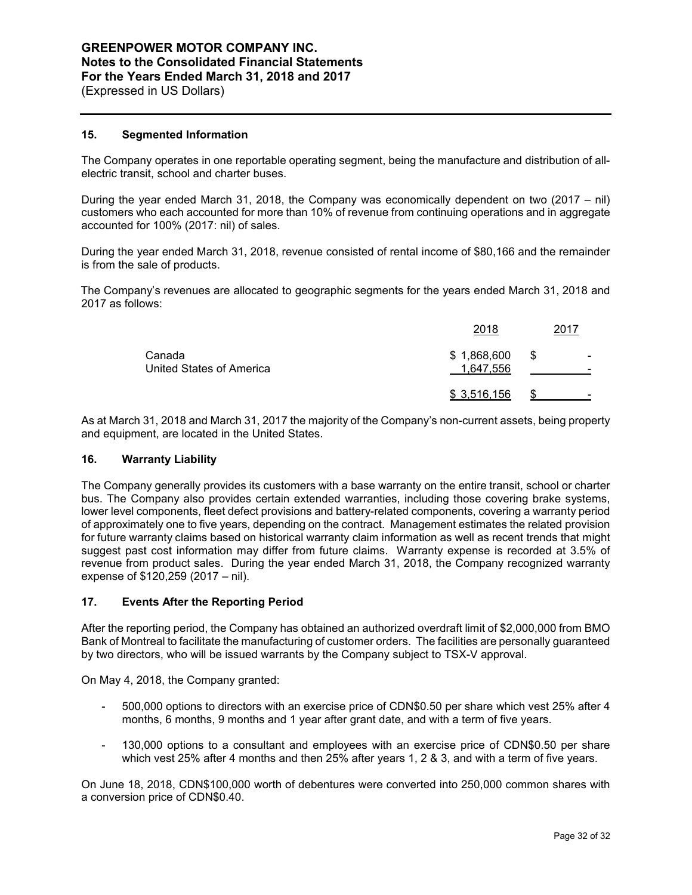### 15. Segmented Information

The Company operates in one reportable operating segment, being the manufacture and distribution of all-electric transit, school and charter buses.

During the year ended March 31, 2018, the Company was economically dependent on two (2017 – nil) customers who each accounted for more than 10% of revenue from continuing operations and in aggregate accounted for 100% (2017: nil) of sales.

During the year ended March 31, 2018, revenue consisted of rental income of $80,166 and the remainder is from the sale of products.

The Company's revenues are allocated to geographic segments for the years ended March 31, 2018 and 2017 as follows:

| | 2018 | 2017 |
|---|---|---|
| Canada | $ 1,868,600 | $ - |
| United States of America | 1,647,556 | - |
| | $ 3,516,156 | $ - |

As at March 31, 2018 and March 31, 2017 the majority of the Company's non-current assets, being property and equipment, are located in the United States.

### 16. Warranty Liability

The Company generally provides its customers with a base warranty on the entire transit, school or charter bus. The Company also provides certain extended warranties, including those covering brake systems, lower level components, fleet defect provisions and battery-related components, covering a warranty period of approximately one to five years, depending on the contract. Management estimates the related provision for future warranty claims based on historical warranty claim information as well as recent trends that might suggest past cost information may differ from future claims. Warranty expense is recorded at 3.5% of revenue from product sales. During the year ended March 31, 2018, the Company recognized warranty expense of $120,259 (2017 – nil).

### 17. Events After the Reporting Period

After the reporting period, the Company has obtained an authorized overdraft limit of $2,000,000 from BMO Bank of Montreal to facilitate the manufacturing of customer orders. The facilities are personally guaranteed by two directors, who will be issued warrants by the Company subject to TSX-V approval.

On May 4, 2018, the Company granted:

- 500,000 options to directors with an exercise price of CDN$0.50 per share which vest 25% after 4 months, 6 months, 9 months and 1 year after grant date, and with a term of five years.
- 130,000 options to a consultant and employees with an exercise price of CDN$0.50 per share which vest 25% after 4 months and then 25% after years 1, 2 & 3, and with a term of five years.

On June 18, 2018, CDN$100,000 worth of debentures were converted into 250,000 common shares with a conversion price of CDN$0.40.